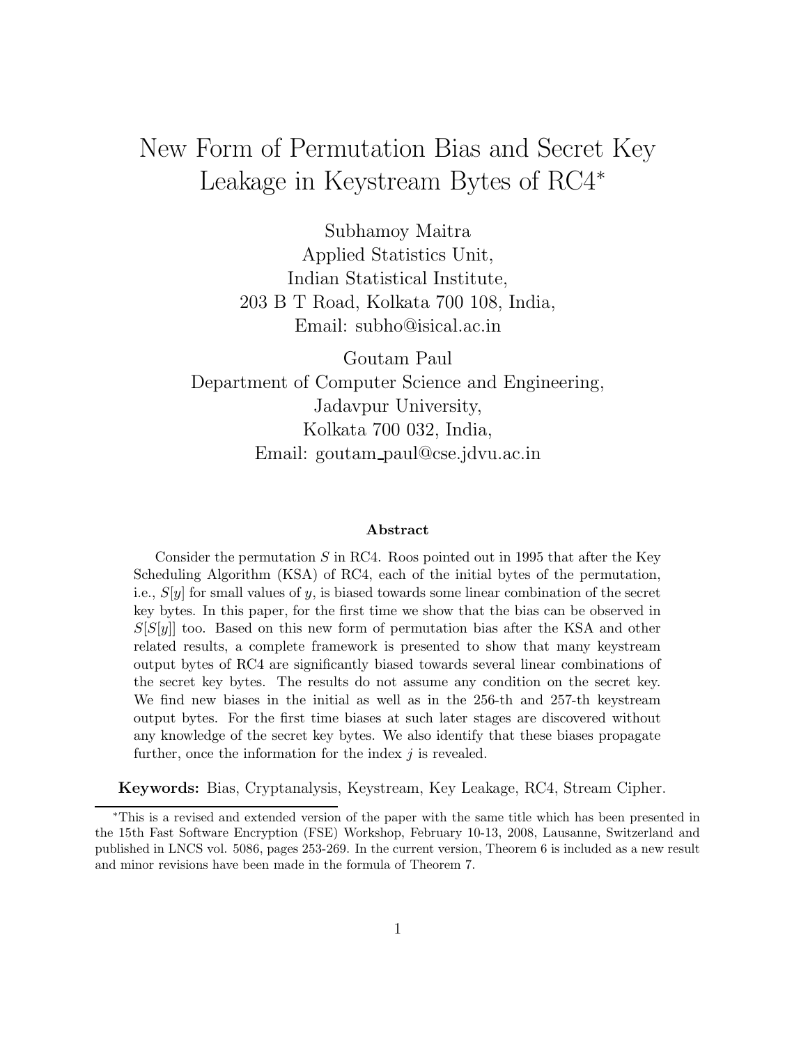# New Form of Permutation Bias and Secret Key Leakage in Keystream Bytes of RC4*

Subhamoy Maitra
Applied Statistics Unit,
Indian Statistical Institute,
203 B T Road, Kolkata 700 108, India,
Email: subho@isical.ac.in

Goutam Paul
Department of Computer Science and Engineering,
Jadavpur University,
Kolkata 700 032, India,
Email: goutam_paul@cse.jdvu.ac.in

### Abstract

Consider the permutation $S$ in RC4. Roos pointed out in 1995 that after the Key Scheduling Algorithm (KSA) of RC4, each of the initial bytes of the permutation, i.e., $S[y]$ for small values of $y$, is biased towards some linear combination of the secret key bytes. In this paper, for the first time we show that the bias can be observed in $S[S[y]]$ too. Based on this new form of permutation bias after the KSA and other related results, a complete framework is presented to show that many keystream output bytes of RC4 are significantly biased towards several linear combinations of the secret key bytes. The results do not assume any condition on the secret key. We find new biases in the initial as well as in the 256-th and 257-th keystream output bytes. For the first time biases at such later stages are discovered without any knowledge of the secret key bytes. We also identify that these biases propagate further, once the information for the index $j$ is revealed.

**Keywords:** Bias, Cryptanalysis, Keystream, Key Leakage, RC4, Stream Cipher.

---

*This is a revised and extended version of the paper with the same title which has been presented in the 15th Fast Software Encryption (FSE) Workshop, February 10-13, 2008, Lausanne, Switzerland and published in LNCS vol. 5086, pages 253-269. In the current version, Theorem 6 is included as a new result and minor revisions have been made in the formula of Theorem 7.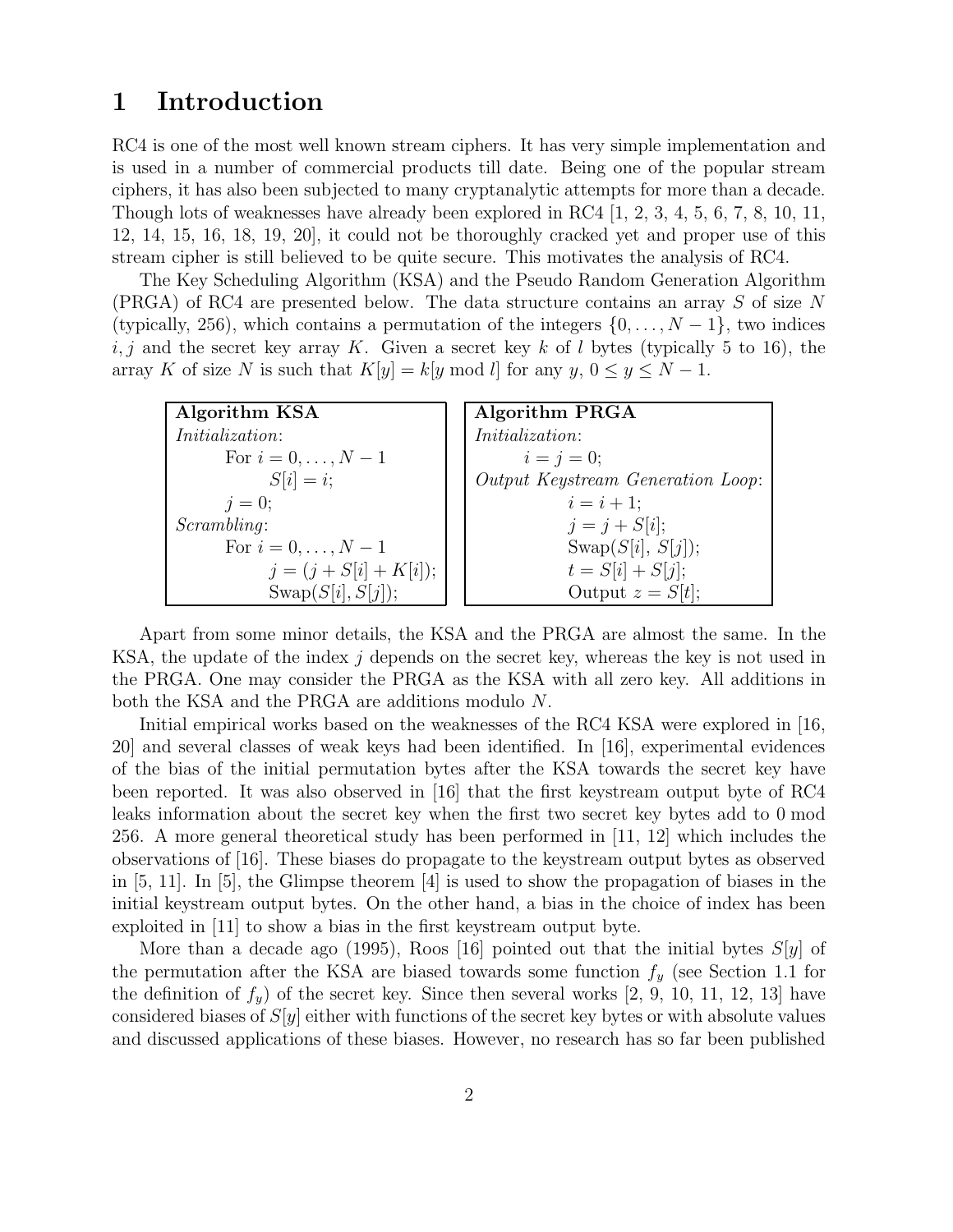# 1 Introduction

RC4 is one of the most well known stream ciphers. It has very simple implementation and is used in a number of commercial products till date. Being one of the popular stream ciphers, it has also been subjected to many cryptanalytic attempts for more than a decade. Though lots of weaknesses have already been explored in RC4 [1, 2, 3, 4, 5, 6, 7, 8, 10, 11, 12, 14, 15, 16, 18, 19, 20], it could not be thoroughly cracked yet and proper use of this stream cipher is still believed to be quite secure. This motivates the analysis of RC4.

The Key Scheduling Algorithm (KSA) and the Pseudo Random Generation Algorithm (PRGA) of RC4 are presented below. The data structure contains an array $S$ of size $N$ (typically, 256), which contains a permutation of the integers $\{0, \ldots, N-1\}$, two indices $i, j$ and the secret key array $K$. Given a secret key $k$ of $l$ bytes (typically 5 to 16), the array $K$ of size $N$ is such that $K[y] = k[y \bmod l]$ for any $y$, $0 \leq y \leq N-1$.

```
Algorithm KSA
Initialization:
    For i = 0, ..., N − 1
        S[i] = i;
    j = 0;
Scrambling:
    For i = 0, ..., N − 1
        j = (j + S[i] + K[i]);
        Swap(S[i], S[j]);
```

```
Algorithm PRGA
Initialization:
    i = j = 0;
Output Keystream Generation Loop:
    i = i + 1;
    j = j + S[i];
    Swap(S[i], S[j]);
    t = S[i] + S[j];
    Output z = S[t];
```

Apart from some minor details, the KSA and the PRGA are almost the same. In the KSA, the update of the index $j$ depends on the secret key, whereas the key is not used in the PRGA. One may consider the PRGA as the KSA with all zero key. All additions in both the KSA and the PRGA are additions modulo $N$.

Initial empirical works based on the weaknesses of the RC4 KSA were explored in [16, 20] and several classes of weak keys had been identified. In [16], experimental evidences of the bias of the initial permutation bytes after the KSA towards the secret key have been reported. It was also observed in [16] that the first keystream output byte of RC4 leaks information about the secret key when the first two secret key bytes add to 0 mod 256. A more general theoretical study has been performed in [11, 12] which includes the observations of [16]. These biases do propagate to the keystream output bytes as observed in [5, 11]. In [5], the Glimpse theorem [4] is used to show the propagation of biases in the initial keystream output bytes. On the other hand, a bias in the choice of index has been exploited in [11] to show a bias in the first keystream output byte.

More than a decade ago (1995), Roos [16] pointed out that the initial bytes $S[y]$ of the permutation after the KSA are biased towards some function $f_y$ (see Section 1.1 for the definition of $f_y$) of the secret key. Since then several works [2, 9, 10, 11, 12, 13] have considered biases of $S[y]$ either with functions of the secret key bytes or with absolute values and discussed applications of these biases. However, no research has so far been published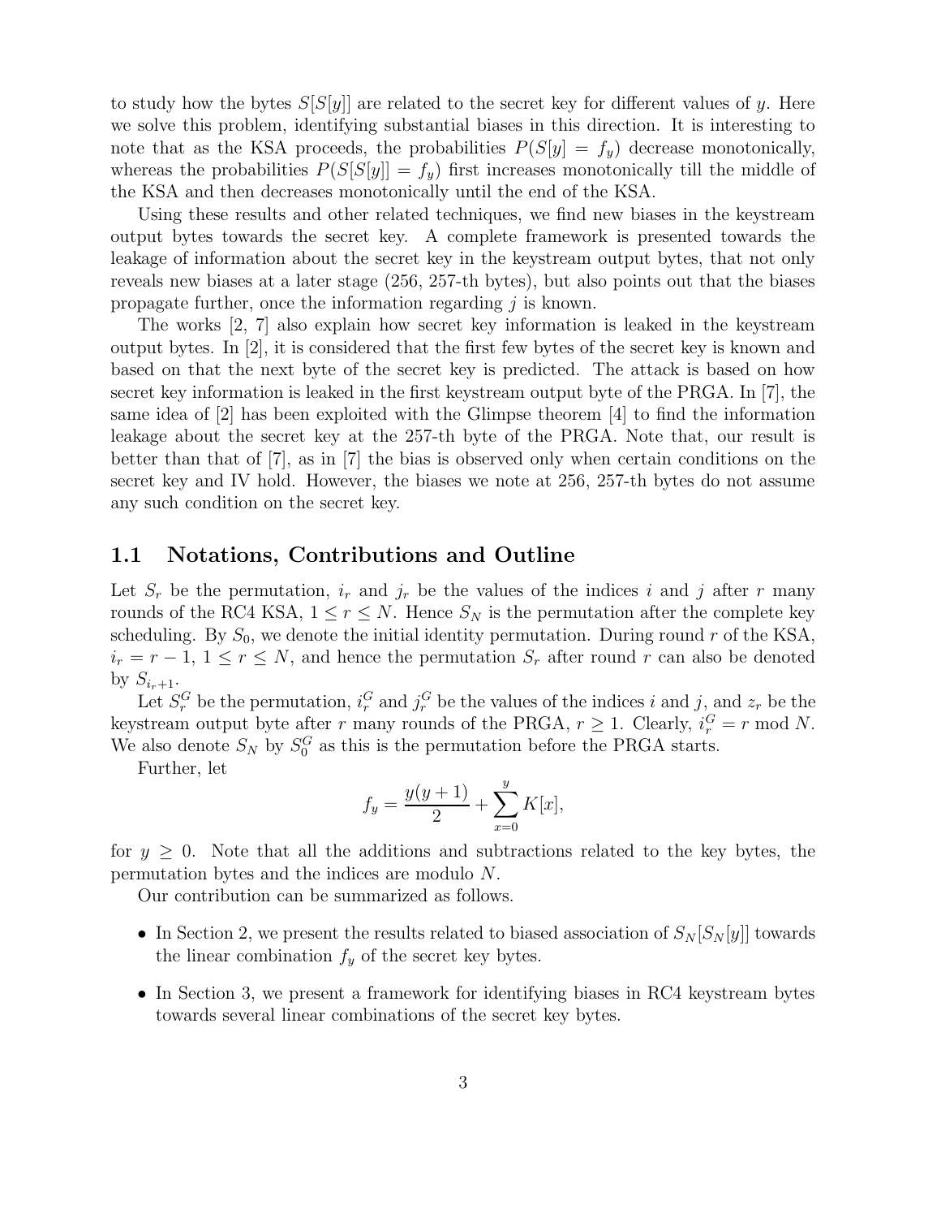to study how the bytes $S[S[y]]$ are related to the secret key for different values of $y$. Here we solve this problem, identifying substantial biases in this direction. It is interesting to note that as the KSA proceeds, the probabilities $P(S[y] = f_y)$ decrease monotonically, whereas the probabilities $P(S[S[y]] = f_y)$ first increases monotonically till the middle of the KSA and then decreases monotonically until the end of the KSA.

Using these results and other related techniques, we find new biases in the keystream output bytes towards the secret key. A complete framework is presented towards the leakage of information about the secret key in the keystream output bytes, that not only reveals new biases at a later stage (256, 257-th bytes), but also points out that the biases propagate further, once the information regarding $j$ is known.

The works [2, 7] also explain how secret key information is leaked in the keystream output bytes. In [2], it is considered that the first few bytes of the secret key is known and based on that the next byte of the secret key is predicted. The attack is based on how secret key information is leaked in the first keystream output byte of the PRGA. In [7], the same idea of [2] has been exploited with the Glimpse theorem [4] to find the information leakage about the secret key at the 257-th byte of the PRGA. Note that, our result is better than that of [7], as in [7] the bias is observed only when certain conditions on the secret key and IV hold. However, the biases we note at 256, 257-th bytes do not assume any such condition on the secret key.

## 1.1 Notations, Contributions and Outline

Let $S_r$ be the permutation, $i_r$ and $j_r$ be the values of the indices $i$ and $j$ after $r$ many rounds of the RC4 KSA, $1 \leq r \leq N$. Hence $S_N$ is the permutation after the complete key scheduling. By $S_0$, we denote the initial identity permutation. During round $r$ of the KSA, $i_r = r - 1$, $1 \leq r \leq N$, and hence the permutation $S_r$ after round $r$ can also be denoted by $S_{i_r+1}$.

Let $S_r^G$ be the permutation, $i_r^G$ and $j_r^G$ be the values of the indices $i$ and $j$, and $z_r$ be the keystream output byte after $r$ many rounds of the PRGA, $r \geq 1$. Clearly, $i_r^G = r \bmod N$. We also denote $S_N$ by $S_0^G$ as this is the permutation before the PRGA starts.

Further, let

$$f_y = \frac{y(y+1)}{2} + \sum_{x=0}^{y} K[x],$$

for $y \geq 0$. Note that all the additions and subtractions related to the key bytes, the permutation bytes and the indices are modulo $N$.

Our contribution can be summarized as follows.

- In Section 2, we present the results related to biased association of $S_N[S_N[y]]$ towards the linear combination $f_y$ of the secret key bytes.
- In Section 3, we present a framework for identifying biases in RC4 keystream bytes towards several linear combinations of the secret key bytes.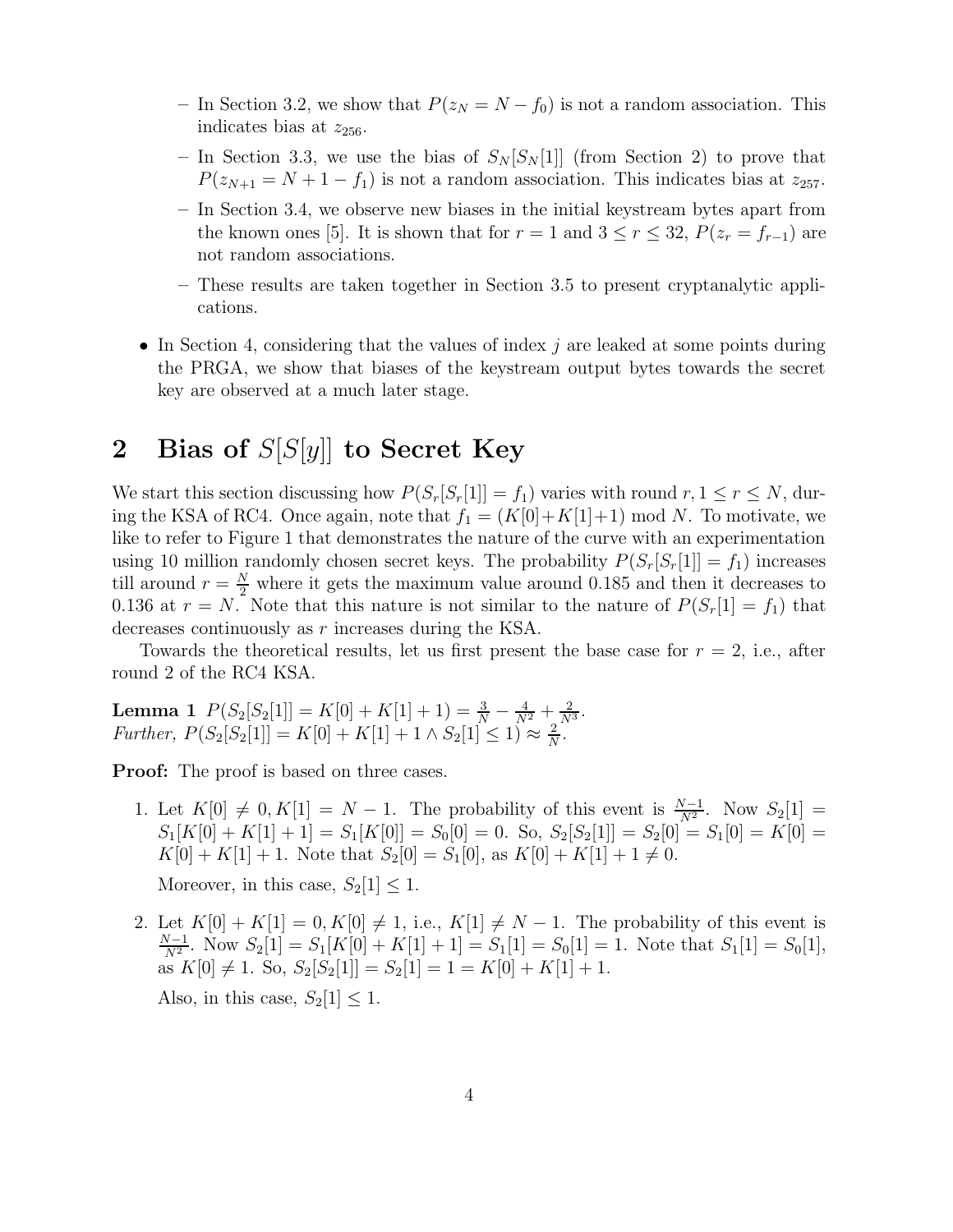- In Section 3.2, we show that $P(z_N = N - f_0)$ is not a random association. This indicates bias at $z_{256}$.
- In Section 3.3, we use the bias of $S_N[S_N[1]]$ (from Section 2) to prove that $P(z_{N+1} = N + 1 - f_1)$ is not a random association. This indicates bias at $z_{257}$.
- In Section 3.4, we observe new biases in the initial keystream bytes apart from the known ones [5]. It is shown that for $r = 1$ and $3 \le r \le 32$, $P(z_r = f_{r-1})$ are not random associations.
- These results are taken together in Section 3.5 to present cryptanalytic applications.

- In Section 4, considering that the values of index $j$ are leaked at some points during the PRGA, we show that biases of the keystream output bytes towards the secret key are observed at a much later stage.

## 2 Bias of $S[S[y]]$ to Secret Key

We start this section discussing how $P(S_r[S_r[1]] = f_1)$ varies with round $r, 1 \le r \le N$, during the KSA of RC4. Once again, note that $f_1 = (K[0]+K[1]+1) \bmod N$. To motivate, we like to refer to Figure 1 that demonstrates the nature of the curve with an experimentation using 10 million randomly chosen secret keys. The probability $P(S_r[S_r[1]] = f_1)$ increases till around $r = \frac{N}{2}$ where it gets the maximum value around 0.185 and then it decreases to 0.136 at $r = N$. Note that this nature is not similar to the nature of $P(S_r[1] = f_1)$ that decreases continuously as $r$ increases during the KSA.

Towards the theoretical results, let us first present the base case for $r = 2$, i.e., after round 2 of the RC4 KSA.

**Lemma 1** $P(S_2[S_2[1]] = K[0] + K[1] + 1) = \frac{3}{N} - \frac{4}{N^2} + \frac{2}{N^3}$.
*Further,* $P(S_2[S_2[1]] = K[0] + K[1] + 1 \wedge S_2[1] \le 1) \approx \frac{2}{N}$.

**Proof:** The proof is based on three cases.

1. Let $K[0] \neq 0, K[1] = N - 1$. The probability of this event is $\frac{N-1}{N^2}$. Now $S_2[1] = S_1[K[0] + K[1] + 1] = S_1[K[0]] = S_0[0] = 0$. So, $S_2[S_2[1]] = S_2[0] = S_1[0] = K[0] = K[0] + K[1] + 1$. Note that $S_2[0] = S_1[0]$, as $K[0] + K[1] + 1 \neq 0$.

   Moreover, in this case, $S_2[1] \le 1$.

2. Let $K[0] + K[1] = 0, K[0] \neq 1$, i.e., $K[1] \neq N - 1$. The probability of this event is $\frac{N-1}{N^2}$. Now $S_2[1] = S_1[K[0] + K[1] + 1] = S_1[1] = S_0[1] = 1$. Note that $S_1[1] = S_0[1]$, as $K[0] \neq 1$. So, $S_2[S_2[1]] = S_2[1] = 1 = K[0] + K[1] + 1$.

   Also, in this case, $S_2[1] \le 1$.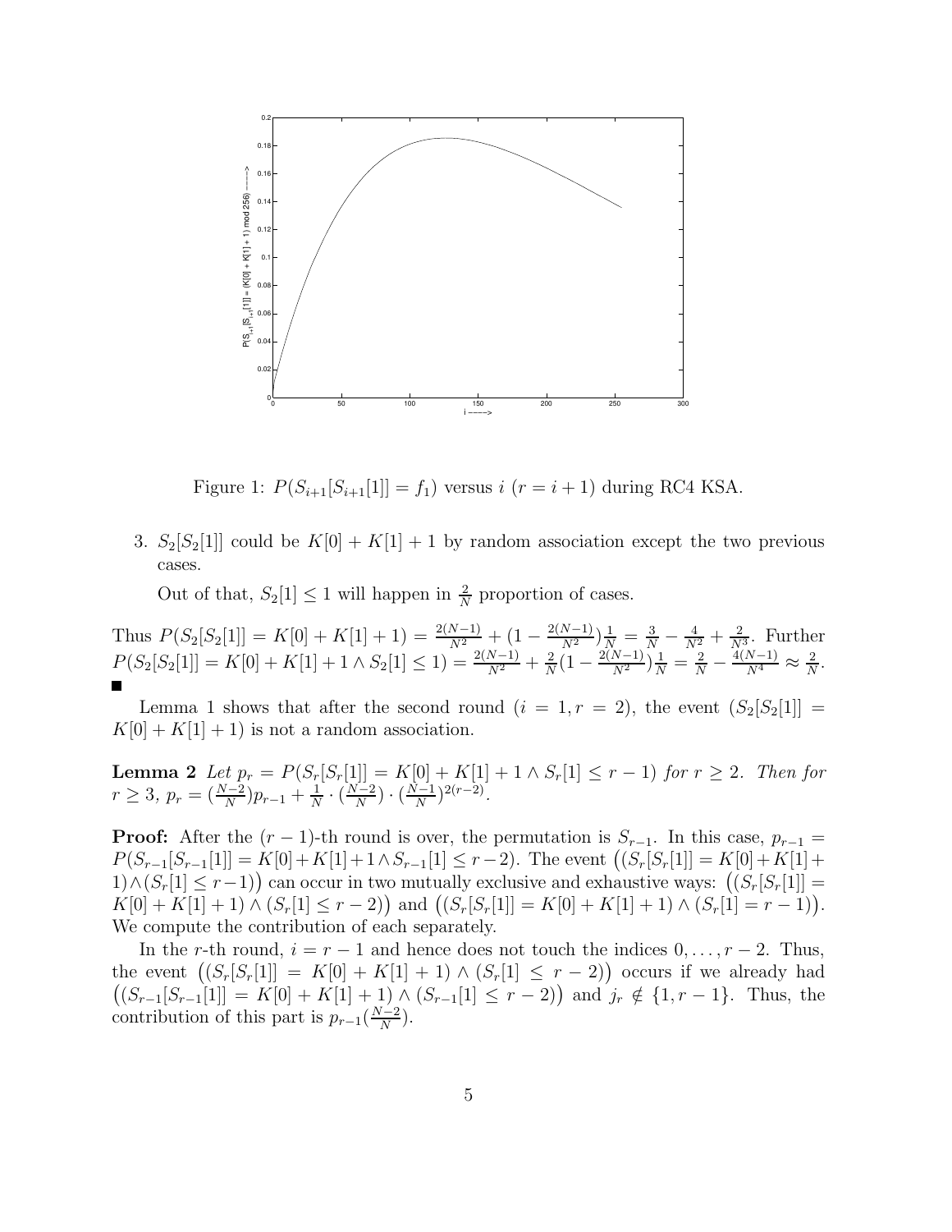Figure 1: $P(S_{i+1}[S_{i+1}[1]] = f_1)$ versus $i$ ($r = i + 1$) during RC4 KSA.

3. $S_2[S_2[1]]$ could be $K[0] + K[1] + 1$ by random association except the two previous cases.

   Out of that, $S_2[1] \leq 1$ will happen in $\frac{2}{N}$ proportion of cases.

Thus $P(S_2[S_2[1]] = K[0] + K[1] + 1) = \frac{2(N-1)}{N^2} + (1 - \frac{2(N-1)}{N^2})\frac{1}{N} = \frac{3}{N} - \frac{4}{N^2} + \frac{2}{N^3}$. Further $P(S_2[S_2[1]] = K[0] + K[1] + 1 \wedge S_2[1] \leq 1) = \frac{2(N-1)}{N^2} + \frac{2}{N}(1 - \frac{2(N-1)}{N^2})\frac{1}{N} = \frac{2}{N} - \frac{4(N-1)}{N^4} \approx \frac{2}{N}$. ■

Lemma 1 shows that after the second round ($i = 1, r = 2$), the event $(S_2[S_2[1]] = K[0] + K[1] + 1)$ is not a random association.

**Lemma 2** *Let $p_r = P(S_r[S_r[1]] = K[0] + K[1] + 1 \wedge S_r[1] \leq r - 1)$ for $r \geq 2$. Then for $r \geq 3$, $p_r = (\frac{N-2}{N})p_{r-1} + \frac{1}{N} \cdot (\frac{N-2}{N}) \cdot (\frac{N-1}{N})^{2(r-2)}$.*

**Proof:** After the $(r-1)$-th round is over, the permutation is $S_{r-1}$. In this case, $p_{r-1} = P(S_{r-1}[S_{r-1}[1]] = K[0] + K[1] + 1 \wedge S_{r-1}[1] \leq r - 2)$. The event $\big((S_r[S_r[1]] = K[0] + K[1] + 1) \wedge (S_r[1] \leq r - 1)\big)$ can occur in two mutually exclusive and exhaustive ways: $\big((S_r[S_r[1]] = K[0] + K[1] + 1) \wedge (S_r[1] \leq r - 2)\big)$ and $\big((S_r[S_r[1]] = K[0] + K[1] + 1) \wedge (S_r[1] = r - 1)\big)$. We compute the contribution of each separately.

In the $r$-th round, $i = r - 1$ and hence does not touch the indices $0, \ldots, r - 2$. Thus, the event $\big((S_r[S_r[1]] = K[0] + K[1] + 1) \wedge (S_r[1] \leq r - 2)\big)$ occurs if we already had $\big((S_{r-1}[S_{r-1}[1]] = K[0] + K[1] + 1) \wedge (S_{r-1}[1] \leq r - 2)\big)$ and $j_r \notin \{1, r - 1\}$. Thus, the contribution of this part is $p_{r-1}(\frac{N-2}{N})$.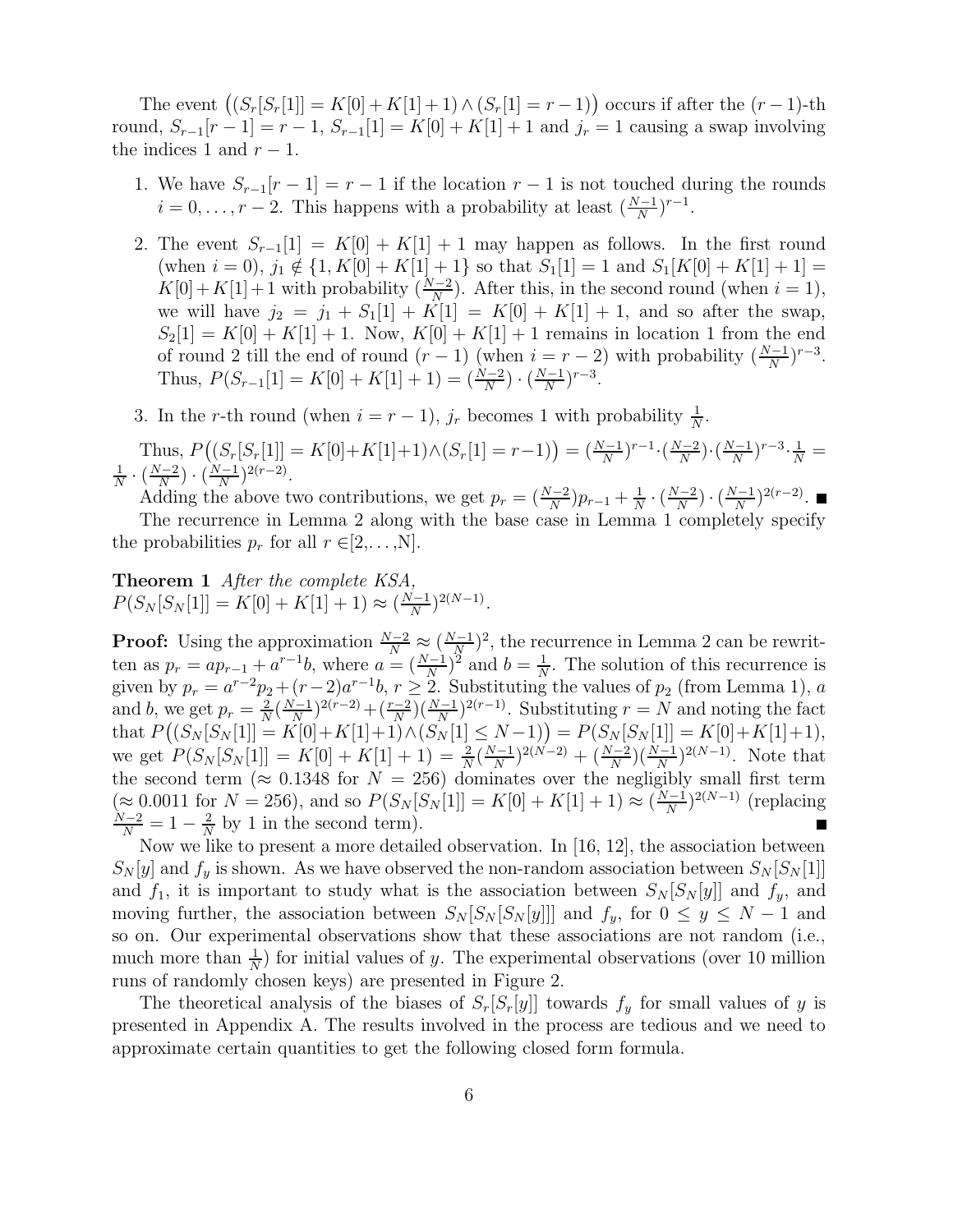The event $\big((S_r[S_r[1]] = K[0]+K[1]+1) \wedge (S_r[1] = r-1)\big)$ occurs if after the $(r-1)$-th round, $S_{r-1}[r-1] = r-1$, $S_{r-1}[1] = K[0]+K[1]+1$ and $j_r = 1$ causing a swap involving the indices 1 and $r-1$.

1. We have $S_{r-1}[r-1] = r-1$ if the location $r-1$ is not touched during the rounds $i = 0, \ldots, r-2$. This happens with a probability at least $(\frac{N-1}{N})^{r-1}$.

2. The event $S_{r-1}[1] = K[0]+K[1]+1$ may happen as follows. In the first round (when $i = 0$), $j_1 \notin \{1, K[0]+K[1]+1\}$ so that $S_1[1] = 1$ and $S_1[K[0]+K[1]+1] = K[0]+K[1]+1$ with probability $(\frac{N-2}{N})$. After this, in the second round (when $i = 1$), we will have $j_2 = j_1 + S_1[1] + K[1] = K[0]+K[1]+1$, and so after the swap, $S_2[1] = K[0]+K[1]+1$. Now, $K[0]+K[1]+1$ remains in location 1 from the end of round 2 till the end of round $(r-1)$ (when $i = r-2$) with probability $(\frac{N-1}{N})^{r-3}$. Thus, $P(S_{r-1}[1] = K[0]+K[1]+1) = (\frac{N-2}{N}) \cdot (\frac{N-1}{N})^{r-3}$.

3. In the $r$-th round (when $i = r-1$), $j_r$ becomes 1 with probability $\frac{1}{N}$.

Thus, $P\big((S_r[S_r[1]] = K[0]+K[1]+1) \wedge (S_r[1] = r-1)\big) = (\frac{N-1}{N})^{r-1} \cdot (\frac{N-2}{N}) \cdot (\frac{N-1}{N})^{r-3} \cdot \frac{1}{N} = \frac{1}{N} \cdot (\frac{N-2}{N}) \cdot (\frac{N-1}{N})^{2(r-2)}$.

Adding the above two contributions, we get $p_r = (\frac{N-2}{N})p_{r-1} + \frac{1}{N} \cdot (\frac{N-2}{N}) \cdot (\frac{N-1}{N})^{2(r-2)}$. ■

The recurrence in Lemma 2 along with the base case in Lemma 1 completely specify the probabilities $p_r$ for all $r \in [2, \ldots, N]$.

**Theorem 1** *After the complete KSA,*
$P(S_N[S_N[1]] = K[0]+K[1]+1) \approx (\frac{N-1}{N})^{2(N-1)}$.

**Proof:** Using the approximation $\frac{N-2}{N} \approx (\frac{N-1}{N})^2$, the recurrence in Lemma 2 can be rewritten as $p_r = ap_{r-1} + a^{r-1}b$, where $a = (\frac{N-1}{N})^2$ and $b = \frac{1}{N}$. The solution of this recurrence is given by $p_r = a^{r-2}p_2 + (r-2)a^{r-1}b$, $r \geq 2$. Substituting the values of $p_2$ (from Lemma 1), $a$ and $b$, we get $p_r = \frac{2}{N}(\frac{N-1}{N})^{2(r-2)} + (\frac{r-2}{N})(\frac{N-1}{N})^{2(r-1)}$. Substituting $r = N$ and noting the fact that $P\big((S_N[S_N[1]] = K[0]+K[1]+1) \wedge (S_N[1] \leq N-1)\big) = P(S_N[S_N[1]] = K[0]+K[1]+1)$, we get $P(S_N[S_N[1]] = K[0]+K[1]+1) = \frac{2}{N}(\frac{N-1}{N})^{2(N-2)} + (\frac{N-2}{N})(\frac{N-1}{N})^{2(N-1)}$. Note that the second term ($\approx 0.1348$ for $N = 256$) dominates over the negligibly small first term ($\approx 0.0011$ for $N = 256$), and so $P(S_N[S_N[1]] = K[0]+K[1]+1) \approx (\frac{N-1}{N})^{2(N-1)}$ (replacing $\frac{N-2}{N} = 1 - \frac{2}{N}$ by 1 in the second term). ■

Now we like to present a more detailed observation. In [16, 12], the association between $S_N[y]$ and $f_y$ is shown. As we have observed the non-random association between $S_N[S_N[1]]$ and $f_1$, it is important to study what is the association between $S_N[S_N[y]]$ and $f_y$, and moving further, the association between $S_N[S_N[S_N[y]]]$ and $f_y$, for $0 \leq y \leq N-1$ and so on. Our experimental observations show that these associations are not random (i.e., much more than $\frac{1}{N}$) for initial values of $y$. The experimental observations (over 10 million runs of randomly chosen keys) are presented in Figure 2.

The theoretical analysis of the biases of $S_r[S_r[y]]$ towards $f_y$ for small values of $y$ is presented in Appendix A. The results involved in the process are tedious and we need to approximate certain quantities to get the following closed form formula.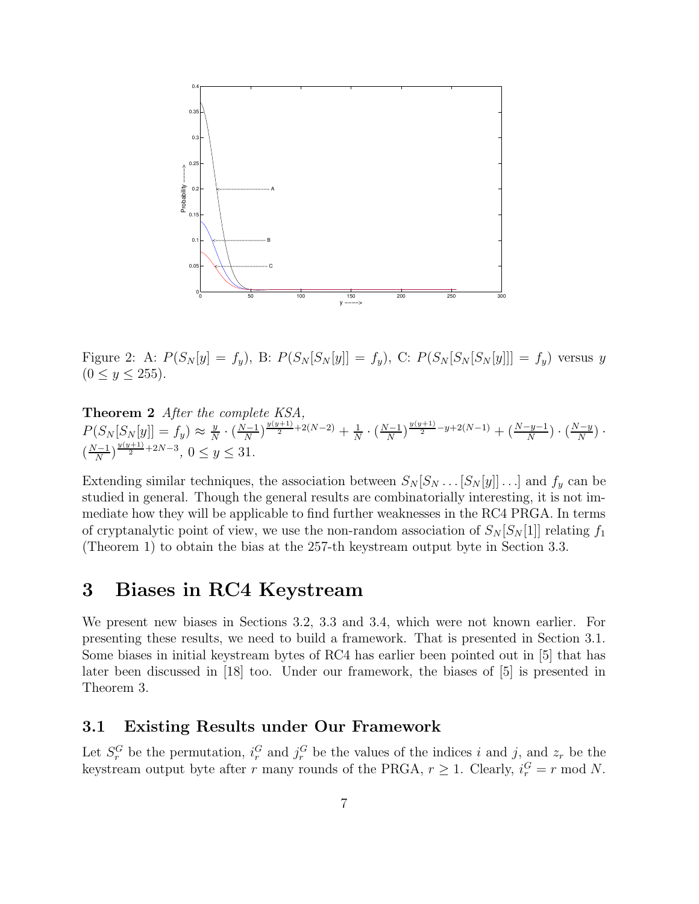Figure 2: A: $P(S_N[y] = f_y)$, B: $P(S_N[S_N[y]] = f_y)$, C: $P(S_N[S_N[S_N[y]]] = f_y)$ versus $y$ $(0 \leq y \leq 255)$.

**Theorem 2** *After the complete KSA,*
$P(S_N[S_N[y]] = f_y) \approx \frac{y}{N} \cdot (\frac{N-1}{N})^{\frac{y(y+1)}{2}+2(N-2)} + \frac{1}{N} \cdot (\frac{N-1}{N})^{\frac{y(y+1)}{2}-y+2(N-1)} + (\frac{N-y-1}{N}) \cdot (\frac{N-y}{N}) \cdot (\frac{N-1}{N})^{\frac{y(y+1)}{2}+2N-3}$, $0 \leq y \leq 31$.

Extending similar techniques, the association between $S_N[S_N \ldots [S_N[y]] \ldots]$ and $f_y$ can be studied in general. Though the general results are combinatorially interesting, it is not immediate how they will be applicable to find further weaknesses in the RC4 PRGA. In terms of cryptanalytic point of view, we use the non-random association of $S_N[S_N[1]]$ relating $f_1$ (Theorem 1) to obtain the bias at the 257-th keystream output byte in Section 3.3.

# 3 Biases in RC4 Keystream

We present new biases in Sections 3.2, 3.3 and 3.4, which were not known earlier. For presenting these results, we need to build a framework. That is presented in Section 3.1. Some biases in initial keystream bytes of RC4 has earlier been pointed out in [5] that has later been discussed in [18] too. Under our framework, the biases of [5] is presented in Theorem 3.

## 3.1 Existing Results under Our Framework

Let $S_r^G$ be the permutation, $i_r^G$ and $j_r^G$ be the values of the indices $i$ and $j$, and $z_r$ be the keystream output byte after $r$ many rounds of the PRGA, $r \geq 1$. Clearly, $i_r^G = r \bmod N$.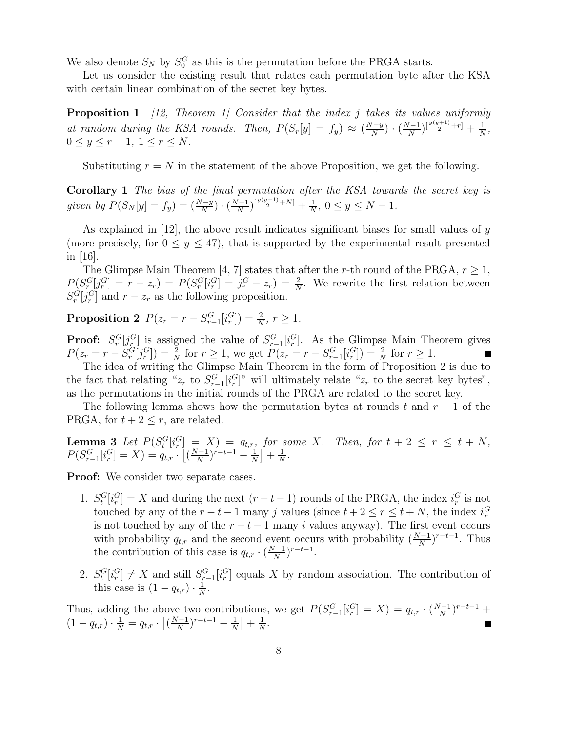We also denote $S_N$ by $S_0^G$ as this is the permutation before the PRGA starts.

Let us consider the existing result that relates each permutation byte after the KSA with certain linear combination of the secret key bytes.

**Proposition 1** *[12, Theorem 1] Consider that the index $j$ takes its values uniformly at random during the KSA rounds. Then, $P(S_r[y] = f_y) \approx (\frac{N-y}{N}) \cdot (\frac{N-1}{N})^{[\frac{y(y+1)}{2}+r]} + \frac{1}{N}$, $0 \leq y \leq r-1$, $1 \leq r \leq N$.*

Substituting $r = N$ in the statement of the above Proposition, we get the following.

**Corollary 1** *The bias of the final permutation after the KSA towards the secret key is given by $P(S_N[y] = f_y) = (\frac{N-y}{N}) \cdot (\frac{N-1}{N})^{[\frac{y(y+1)}{2}+N]} + \frac{1}{N}$, $0 \leq y \leq N-1$.*

As explained in [12], the above result indicates significant biases for small values of $y$ (more precisely, for $0 \leq y \leq 47$), that is supported by the experimental result presented in [16].

The Glimpse Main Theorem [4, 7] states that after the $r$-th round of the PRGA, $r \geq 1$, $P(S_r^G[j_r^G] = r - z_r) = P(S_r^G[i_r^G] = j_r^G - z_r) = \frac{2}{N}$. We rewrite the first relation between $S_r^G[j_r^G]$ and $r - z_r$ as the following proposition.

**Proposition 2** $P(z_r = r - S_{r-1}^G[i_r^G]) = \frac{2}{N}$, $r \geq 1$.

**Proof:** $S_r^G[j_r^G]$ is assigned the value of $S_{r-1}^G[i_r^G]$. As the Glimpse Main Theorem gives $P(z_r = r - S_r^G[j_r^G]) = \frac{2}{N}$ for $r \geq 1$, we get $P(z_r = r - S_{r-1}^G[i_r^G]) = \frac{2}{N}$ for $r \geq 1$. ∎

The idea of writing the Glimpse Main Theorem in the form of Proposition 2 is due to the fact that relating "$z_r$ to $S_{r-1}^G[i_r^G]$" will ultimately relate "$z_r$ to the secret key bytes", as the permutations in the initial rounds of the PRGA are related to the secret key.

The following lemma shows how the permutation bytes at rounds $t$ and $r-1$ of the PRGA, for $t + 2 \leq r$, are related.

**Lemma 3** *Let $P(S_t^G[i_r^G] = X) = q_{t,r}$, for some $X$. Then, for $t + 2 \leq r \leq t + N$, $P(S_{r-1}^G[i_r^G] = X) = q_{t,r} \cdot \left[(\frac{N-1}{N})^{r-t-1} - \frac{1}{N}\right] + \frac{1}{N}$.*

**Proof:** We consider two separate cases.

1. $S_t^G[i_r^G] = X$ and during the next $(r-t-1)$ rounds of the PRGA, the index $i_r^G$ is not touched by any of the $r-t-1$ many $j$ values (since $t+2 \leq r \leq t+N$, the index $i_r^G$ is not touched by any of the $r-t-1$ many $i$ values anyway). The first event occurs with probability $q_{t,r}$ and the second event occurs with probability $(\frac{N-1}{N})^{r-t-1}$. Thus the contribution of this case is $q_{t,r} \cdot (\frac{N-1}{N})^{r-t-1}$.
2. $S_t^G[i_r^G] \neq X$ and still $S_{r-1}^G[i_r^G]$ equals $X$ by random association. The contribution of this case is $(1 - q_{t,r}) \cdot \frac{1}{N}$.

Thus, adding the above two contributions, we get $P(S_{r-1}^G[i_r^G] = X) = q_{t,r} \cdot (\frac{N-1}{N})^{r-t-1} + (1 - q_{t,r}) \cdot \frac{1}{N} = q_{t,r} \cdot \left[(\frac{N-1}{N})^{r-t-1} - \frac{1}{N}\right] + \frac{1}{N}$. ∎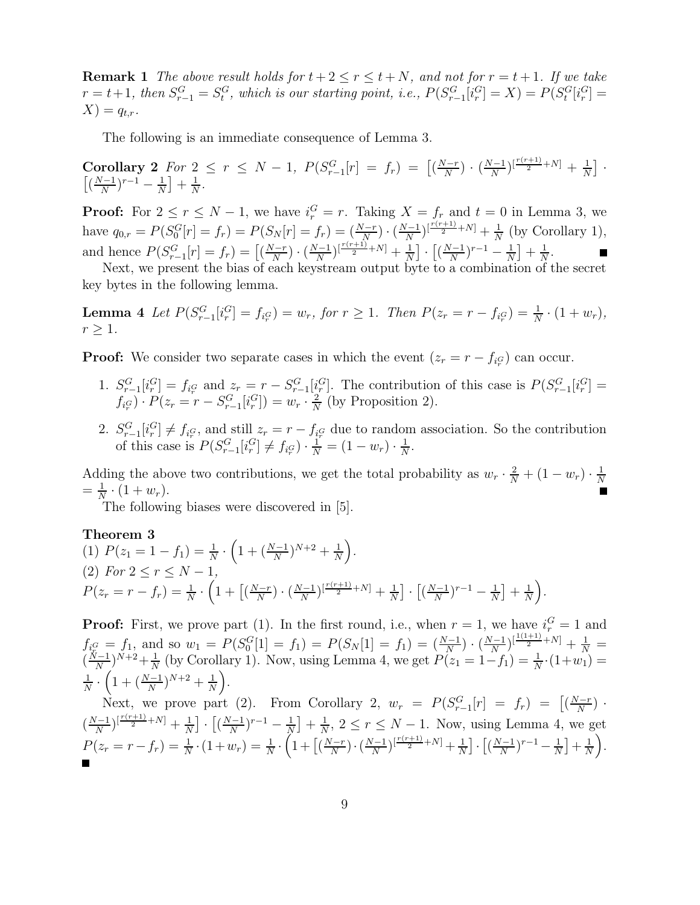**Remark 1** *The above result holds for $t+2 \le r \le t+N$, and not for $r = t+1$. If we take $r = t+1$, then $S_{r-1}^G = S_t^G$, which is our starting point, i.e., $P(S_{r-1}^G[i_r^G] = X) = P(S_t^G[i_r^G] = X) = q_{t,r}$.*

The following is an immediate consequence of Lemma 3.

**Corollary 2** *For $2 \le r \le N-1$, $P(S_{r-1}^G[r] = f_r) = \left[(\frac{N-r}{N}) \cdot (\frac{N-1}{N})^{[\frac{r(r+1)}{2}+N]} + \frac{1}{N}\right] \cdot \left[(\frac{N-1}{N})^{r-1} - \frac{1}{N}\right] + \frac{1}{N}$.*

**Proof:** For $2 \le r \le N-1$, we have $i_r^G = r$. Taking $X = f_r$ and $t = 0$ in Lemma 3, we have $q_{0,r} = P(S_0^G[r] = f_r) = P(S_N[r] = f_r) = (\frac{N-r}{N}) \cdot (\frac{N-1}{N})^{[\frac{r(r+1)}{2}+N]} + \frac{1}{N}$ (by Corollary 1), and hence $P(S_{r-1}^G[r] = f_r) = \left[(\frac{N-r}{N}) \cdot (\frac{N-1}{N})^{[\frac{r(r+1)}{2}+N]} + \frac{1}{N}\right] \cdot \left[(\frac{N-1}{N})^{r-1} - \frac{1}{N}\right] + \frac{1}{N}$. ■

Next, we present the bias of each keystream output byte to a combination of the secret key bytes in the following lemma.

**Lemma 4** *Let $P(S_{r-1}^G[i_r^G] = f_{i_r^G}) = w_r$, for $r \ge 1$. Then $P(z_r = r - f_{i_r^G}) = \frac{1}{N} \cdot (1 + w_r)$, $r \ge 1$.*

**Proof:** We consider two separate cases in which the event $(z_r = r - f_{i_r^G})$ can occur.

1. $S_{r-1}^G[i_r^G] = f_{i_r^G}$ and $z_r = r - S_{r-1}^G[i_r^G]$. The contribution of this case is $P(S_{r-1}^G[i_r^G] = f_{i_r^G}) \cdot P(z_r = r - S_{r-1}^G[i_r^G]) = w_r \cdot \frac{2}{N}$ (by Proposition 2).
2. $S_{r-1}^G[i_r^G] \ne f_{i_r^G}$, and still $z_r = r - f_{i_r^G}$ due to random association. So the contribution of this case is $P(S_{r-1}^G[i_r^G] \ne f_{i_r^G}) \cdot \frac{1}{N} = (1 - w_r) \cdot \frac{1}{N}$.

Adding the above two contributions, we get the total probability as $w_r \cdot \frac{2}{N} + (1 - w_r) \cdot \frac{1}{N} = \frac{1}{N} \cdot (1 + w_r)$. ■

The following biases were discovered in [5].

**Theorem 3**
(1) $P(z_1 = 1 - f_1) = \frac{1}{N} \cdot \left(1 + (\frac{N-1}{N})^{N+2} + \frac{1}{N}\right)$.
(2) *For $2 \le r \le N-1$,*
$P(z_r = r - f_r) = \frac{1}{N} \cdot \left(1 + \left[(\frac{N-r}{N}) \cdot (\frac{N-1}{N})^{[\frac{r(r+1)}{2}+N]} + \frac{1}{N}\right] \cdot \left[(\frac{N-1}{N})^{r-1} - \frac{1}{N}\right] + \frac{1}{N}\right)$.

**Proof:** First, we prove part (1). In the first round, i.e., when $r = 1$, we have $i_r^G = 1$ and $f_{i_r^G} = f_1$, and so $w_1 = P(S_0^G[1] = f_1) = P(S_N[1] = f_1) = (\frac{N-1}{N}) \cdot (\frac{N-1}{N})^{[\frac{1(1+1)}{2}+N]} + \frac{1}{N} = (\frac{N-1}{N})^{N+2} + \frac{1}{N}$ (by Corollary 1). Now, using Lemma 4, we get $P(z_1 = 1 - f_1) = \frac{1}{N} \cdot (1 + w_1) = \frac{1}{N} \cdot \left(1 + (\frac{N-1}{N})^{N+2} + \frac{1}{N}\right)$.

Next, we prove part (2). From Corollary 2, $w_r = P(S_{r-1}^G[r] = f_r) = \left[(\frac{N-r}{N}) \cdot (\frac{N-1}{N})^{[\frac{r(r+1)}{2}+N]} + \frac{1}{N}\right] \cdot \left[(\frac{N-1}{N})^{r-1} - \frac{1}{N}\right] + \frac{1}{N}$, $2 \le r \le N-1$. Now, using Lemma 4, we get $P(z_r = r - f_r) = \frac{1}{N} \cdot (1 + w_r) = \frac{1}{N} \cdot \left(1 + \left[(\frac{N-r}{N}) \cdot (\frac{N-1}{N})^{[\frac{r(r+1)}{2}+N]} + \frac{1}{N}\right] \cdot \left[(\frac{N-1}{N})^{r-1} - \frac{1}{N}\right] + \frac{1}{N}\right)$. ■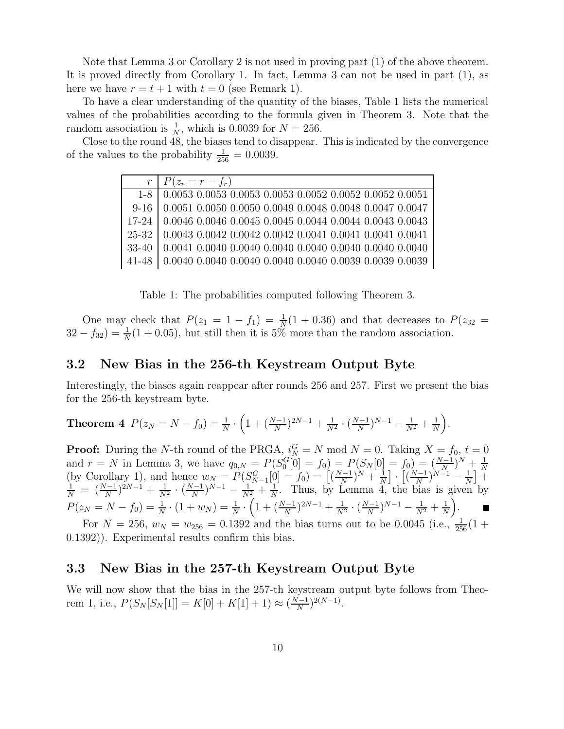Note that Lemma 3 or Corollary 2 is not used in proving part (1) of the above theorem. It is proved directly from Corollary 1. In fact, Lemma 3 can not be used in part (1), as here we have $r = t + 1$ with $t = 0$ (see Remark 1).

To have a clear understanding of the quantity of the biases, Table 1 lists the numerical values of the probabilities according to the formula given in Theorem 3. Note that the random association is $\frac{1}{N}$, which is 0.0039 for $N = 256$.

Close to the round 48, the biases tend to disappear. This is indicated by the convergence of the values to the probability $\frac{1}{256} = 0.0039$.

| $r$ | $P(z_r = r - f_r)$ |
|---|---|
| 1-8 | 0.0053 0.0053 0.0053 0.0053 0.0052 0.0052 0.0052 0.0051 |
| 9-16 | 0.0051 0.0050 0.0050 0.0049 0.0048 0.0048 0.0047 0.0047 |
| 17-24 | 0.0046 0.0046 0.0045 0.0045 0.0044 0.0044 0.0043 0.0043 |
| 25-32 | 0.0043 0.0042 0.0042 0.0042 0.0041 0.0041 0.0041 0.0041 |
| 33-40 | 0.0041 0.0040 0.0040 0.0040 0.0040 0.0040 0.0040 0.0040 |
| 41-48 | 0.0040 0.0040 0.0040 0.0040 0.0040 0.0039 0.0039 0.0039 |

Table 1: The probabilities computed following Theorem 3.

One may check that $P(z_1 = 1 - f_1) = \frac{1}{N}(1 + 0.36)$ and that decreases to $P(z_{32} = 32 - f_{32}) = \frac{1}{N}(1 + 0.05)$, but still then it is 5% more than the random association.

## 3.2 New Bias in the 256-th Keystream Output Byte

Interestingly, the biases again reappear after rounds 256 and 257. First we present the bias for the 256-th keystream byte.

**Theorem 4** $P(z_N = N - f_0) = \frac{1}{N} \cdot \left(1 + (\frac{N-1}{N})^{2N-1} + \frac{1}{N^2} \cdot (\frac{N-1}{N})^{N-1} - \frac{1}{N^2} + \frac{1}{N}\right)$.

**Proof:** During the $N$-th round of the PRGA, $i_N^G = N \bmod N = 0$. Taking $X = f_0$, $t = 0$ and $r = N$ in Lemma 3, we have $q_{0,N} = P(S_0^G[0] = f_0) = P(S_N[0] = f_0) = (\frac{N-1}{N})^N + \frac{1}{N}$ (by Corollary 1), and hence $w_N = P(S_{N-1}^G[0] = f_0) = \left[(\frac{N-1}{N})^N + \frac{1}{N}\right] \cdot \left[(\frac{N-1}{N})^{N-1} - \frac{1}{N}\right] + \frac{1}{N} = (\frac{N-1}{N})^{2N-1} + \frac{1}{N^2} \cdot (\frac{N-1}{N})^{N-1} - \frac{1}{N^2} + \frac{1}{N}$. Thus, by Lemma 4, the bias is given by $P(z_N = N - f_0) = \frac{1}{N} \cdot (1 + w_N) = \frac{1}{N} \cdot \left(1 + (\frac{N-1}{N})^{2N-1} + \frac{1}{N^2} \cdot (\frac{N-1}{N})^{N-1} - \frac{1}{N^2} + \frac{1}{N}\right)$. ■

For $N = 256$, $w_N = w_{256} = 0.1392$ and the bias turns out to be 0.0045 (i.e., $\frac{1}{256}(1 + 0.1392)$). Experimental results confirm this bias.

## 3.3 New Bias in the 257-th Keystream Output Byte

We will now show that the bias in the 257-th keystream output byte follows from Theorem 1, i.e., $P(S_N[S_N[1]] = K[0] + K[1] + 1) \approx (\frac{N-1}{N})^{2(N-1)}$.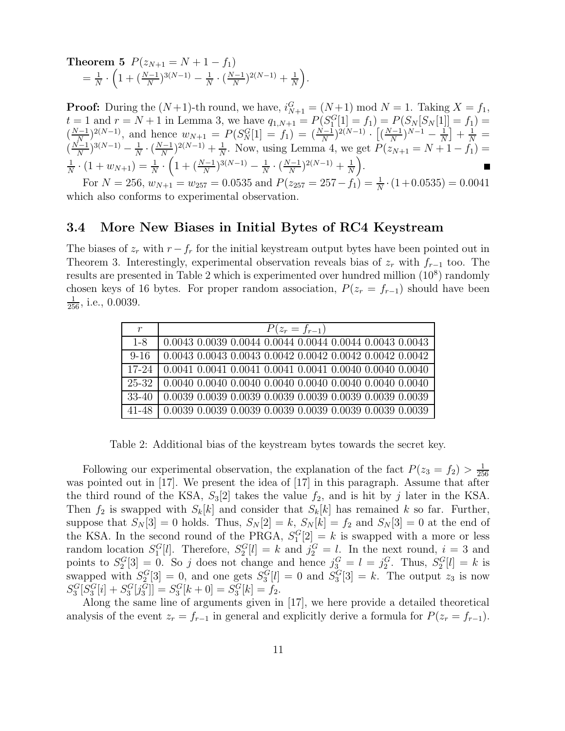**Theorem 5** $P(z_{N+1} = N + 1 - f_1)$
$= \frac{1}{N} \cdot \left(1 + (\frac{N-1}{N})^{3(N-1)} - \frac{1}{N} \cdot (\frac{N-1}{N})^{2(N-1)} + \frac{1}{N}\right)$.

**Proof:** During the $(N+1)$-th round, we have, $i^G_{N+1} = (N+1) \bmod N = 1$. Taking $X = f_1$, $t = 1$ and $r = N + 1$ in Lemma 3, we have $q_{1,N+1} = P(S^G_1[1] = f_1) = P(S_N[S_N[1]] = f_1) = (\frac{N-1}{N})^{2(N-1)}$, and hence $w_{N+1} = P(S^G_N[1] = f_1) = (\frac{N-1}{N})^{2(N-1)} \cdot \left[(\frac{N-1}{N})^{N-1} - \frac{1}{N}\right] + \frac{1}{N} = (\frac{N-1}{N})^{3(N-1)} - \frac{1}{N} \cdot (\frac{N-1}{N})^{2(N-1)} + \frac{1}{N}$. Now, using Lemma 4, we get $P(z_{N+1} = N + 1 - f_1) = \frac{1}{N} \cdot (1 + w_{N+1}) = \frac{1}{N} \cdot \left(1 + (\frac{N-1}{N})^{3(N-1)} - \frac{1}{N} \cdot (\frac{N-1}{N})^{2(N-1)} + \frac{1}{N}\right)$. ∎

For $N = 256$, $w_{N+1} = w_{257} = 0.0535$ and $P(z_{257} = 257 - f_1) = \frac{1}{N} \cdot (1 + 0.0535) = 0.0041$ which also conforms to experimental observation.

### 3.4 More New Biases in Initial Bytes of RC4 Keystream

The biases of $z_r$ with $r - f_r$ for the initial keystream output bytes have been pointed out in Theorem 3. Interestingly, experimental observation reveals bias of $z_r$ with $f_{r-1}$ too. The results are presented in Table 2 which is experimented over hundred million ($10^8$) randomly chosen keys of 16 bytes. For proper random association, $P(z_r = f_{r-1})$ should have been $\frac{1}{256}$, i.e., 0.0039.

| $r$ | $P(z_r = f_{r-1})$ |
|---|---|
| 1-8 | 0.0043 0.0039 0.0044 0.0044 0.0044 0.0044 0.0043 0.0043 |
| 9-16 | 0.0043 0.0043 0.0043 0.0042 0.0042 0.0042 0.0042 0.0042 |
| 17-24 | 0.0041 0.0041 0.0041 0.0041 0.0041 0.0040 0.0040 0.0040 |
| 25-32 | 0.0040 0.0040 0.0040 0.0040 0.0040 0.0040 0.0040 0.0040 |
| 33-40 | 0.0039 0.0039 0.0039 0.0039 0.0039 0.0039 0.0039 0.0039 |
| 41-48 | 0.0039 0.0039 0.0039 0.0039 0.0039 0.0039 0.0039 0.0039 |

Table 2: Additional bias of the keystream bytes towards the secret key.

Following our experimental observation, the explanation of the fact $P(z_3 = f_2) > \frac{1}{256}$ was pointed out in [17]. We present the idea of [17] in this paragraph. Assume that after the third round of the KSA, $S_3[2]$ takes the value $f_2$, and is hit by $j$ later in the KSA. Then $f_2$ is swapped with $S_k[k]$ and consider that $S_k[k]$ has remained $k$ so far. Further, suppose that $S_N[3] = 0$ holds. Thus, $S_N[2] = k$, $S_N[k] = f_2$ and $S_N[3] = 0$ at the end of the KSA. In the second round of the PRGA, $S^G_1[2] = k$ is swapped with a more or less random location $S^G_1[l]$. Therefore, $S^G_2[l] = k$ and $j^G_2 = l$. In the next round, $i = 3$ and points to $S^G_2[3] = 0$. So $j$ does not change and hence $j^G_3 = l = j^G_2$. Thus, $S^G_2[l] = k$ is swapped with $S^G_2[3] = 0$, and one gets $S^G_3[l] = 0$ and $S^G_3[3] = k$. The output $z_3$ is now $S^G_3[S^G_3[i] + S^G_3[j^G_3]] = S^G_3[k + 0] = S^G_3[k] = f_2$.

Along the same line of arguments given in [17], we here provide a detailed theoretical analysis of the event $z_r = f_{r-1}$ in general and explicitly derive a formula for $P(z_r = f_{r-1})$.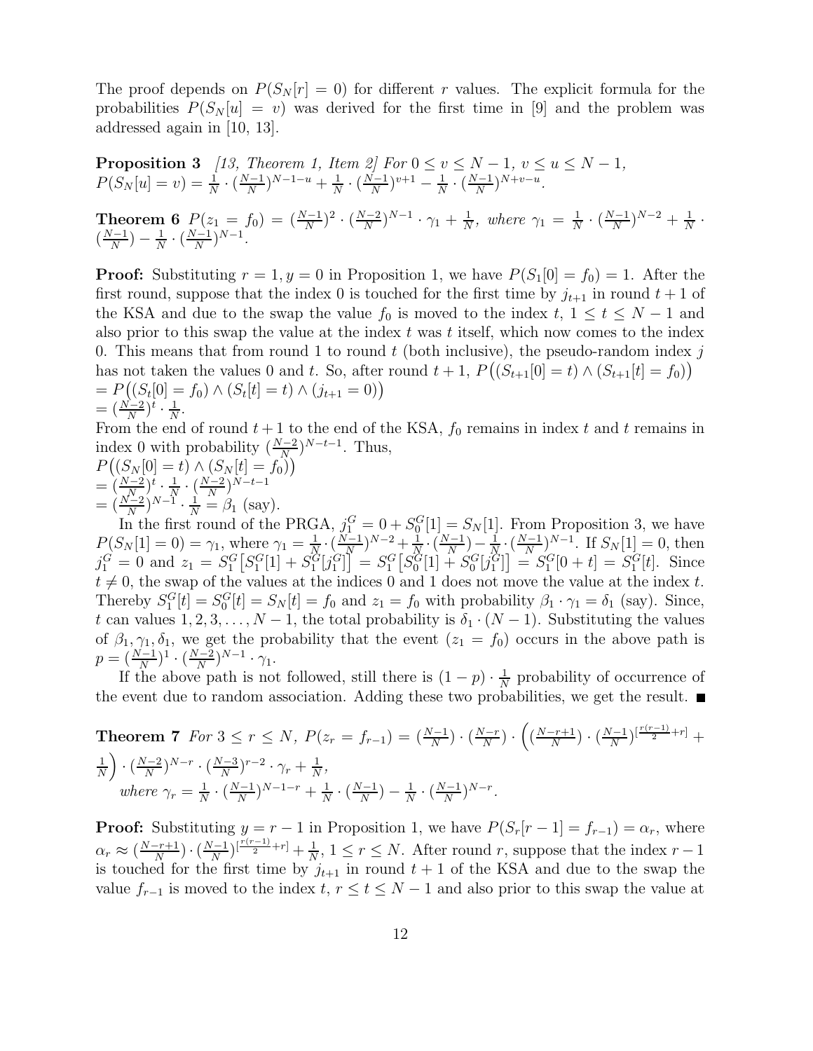The proof depends on $P(S_N[r] = 0)$ for different $r$ values. The explicit formula for the probabilities $P(S_N[u] = v)$ was derived for the first time in [9] and the problem was addressed again in [10, 13].

**Proposition 3** *[13, Theorem 1, Item 2] For $0 \leq v \leq N-1$, $v \leq u \leq N-1$,* $P(S_N[u] = v) = \frac{1}{N} \cdot (\frac{N-1}{N})^{N-1-u} + \frac{1}{N} \cdot (\frac{N-1}{N})^{v+1} - \frac{1}{N} \cdot (\frac{N-1}{N})^{N+v-u}$.

**Theorem 6** $P(z_1 = f_0) = (\frac{N-1}{N})^2 \cdot (\frac{N-2}{N})^{N-1} \cdot \gamma_1 + \frac{1}{N}$*, where* $\gamma_1 = \frac{1}{N} \cdot (\frac{N-1}{N})^{N-2} + \frac{1}{N} \cdot (\frac{N-1}{N}) - \frac{1}{N} \cdot (\frac{N-1}{N})^{N-1}$.

**Proof:** Substituting $r = 1, y = 0$ in Proposition 1, we have $P(S_1[0] = f_0) = 1$. After the first round, suppose that the index 0 is touched for the first time by $j_{t+1}$ in round $t+1$ of the KSA and due to the swap the value $f_0$ is moved to the index $t$, $1 \leq t \leq N-1$ and also prior to this swap the value at the index $t$ was $t$ itself, which now comes to the index 0. This means that from round 1 to round $t$ (both inclusive), the pseudo-random index $j$ has not taken the values 0 and $t$. So, after round $t+1$, $P\big((S_{t+1}[0] = t) \wedge (S_{t+1}[t] = f_0)\big)$
$= P\big((S_t[0] = f_0) \wedge (S_t[t] = t) \wedge (j_{t+1} = 0)\big)$
$= (\frac{N-2}{N})^t \cdot \frac{1}{N}$.
From the end of round $t+1$ to the end of the KSA, $f_0$ remains in index $t$ and $t$ remains in index 0 with probability $(\frac{N-2}{N})^{N-t-1}$. Thus,
$P\big((S_N[0] = t) \wedge (S_N[t] = f_0)\big)$
$= (\frac{N-2}{N})^t \cdot \frac{1}{N} \cdot (\frac{N-2}{N})^{N-t-1}$
$= (\frac{N-2}{N})^{N-1} \cdot \frac{1}{N} = \beta_1$ (say).

In the first round of the PRGA, $j_1^G = 0 + S_0^G[1] = S_N[1]$. From Proposition 3, we have $P(S_N[1] = 0) = \gamma_1$, where $\gamma_1 = \frac{1}{N} \cdot (\frac{N-1}{N})^{N-2} + \frac{1}{N} \cdot (\frac{N-1}{N}) - \frac{1}{N} \cdot (\frac{N-1}{N})^{N-1}$. If $S_N[1] = 0$, then $j_1^G = 0$ and $z_1 = S_1^G\big[S_1^G[1] + S_1^G[j_1^G]\big] = S_1^G\big[S_0^G[1] + S_0^G[j_1^G]\big] = S_1^G[0 + t] = S_1^G[t]$. Since $t \neq 0$, the swap of the values at the indices 0 and 1 does not move the value at the index $t$. Thereby $S_1^G[t] = S_0^G[t] = S_N[t] = f_0$ and $z_1 = f_0$ with probability $\beta_1 \cdot \gamma_1 = \delta_1$ (say). Since, $t$ can values $1, 2, 3, \ldots, N-1$, the total probability is $\delta_1 \cdot (N-1)$. Substituting the values of $\beta_1, \gamma_1, \delta_1$, we get the probability that the event $(z_1 = f_0)$ occurs in the above path is $p = (\frac{N-1}{N})^1 \cdot (\frac{N-2}{N})^{N-1} \cdot \gamma_1$.

If the above path is not followed, still there is $(1-p) \cdot \frac{1}{N}$ probability of occurrence of the event due to random association. Adding these two probabilities, we get the result. ■

**Theorem 7** *For $3 \leq r \leq N$,* $P(z_r = f_{r-1}) = (\frac{N-1}{N}) \cdot (\frac{N-r}{N}) \cdot \Big((\frac{N-r+1}{N}) \cdot (\frac{N-1}{N})^{[\frac{r(r-1)}{2}+r]} + \frac{1}{N}\Big) \cdot (\frac{N-2}{N})^{N-r} \cdot (\frac{N-3}{N})^{r-2} \cdot \gamma_r + \frac{1}{N}$,
*where* $\gamma_r = \frac{1}{N} \cdot (\frac{N-1}{N})^{N-1-r} + \frac{1}{N} \cdot (\frac{N-1}{N}) - \frac{1}{N} \cdot (\frac{N-1}{N})^{N-r}$.

**Proof:** Substituting $y = r-1$ in Proposition 1, we have $P(S_r[r-1] = f_{r-1}) = \alpha_r$, where $\alpha_r \approx (\frac{N-r+1}{N}) \cdot (\frac{N-1}{N})^{[\frac{r(r-1)}{2}+r]} + \frac{1}{N}$, $1 \leq r \leq N$. After round $r$, suppose that the index $r-1$ is touched for the first time by $j_{t+1}$ in round $t+1$ of the KSA and due to the swap the value $f_{r-1}$ is moved to the index $t$, $r \leq t \leq N-1$ and also prior to this swap the value at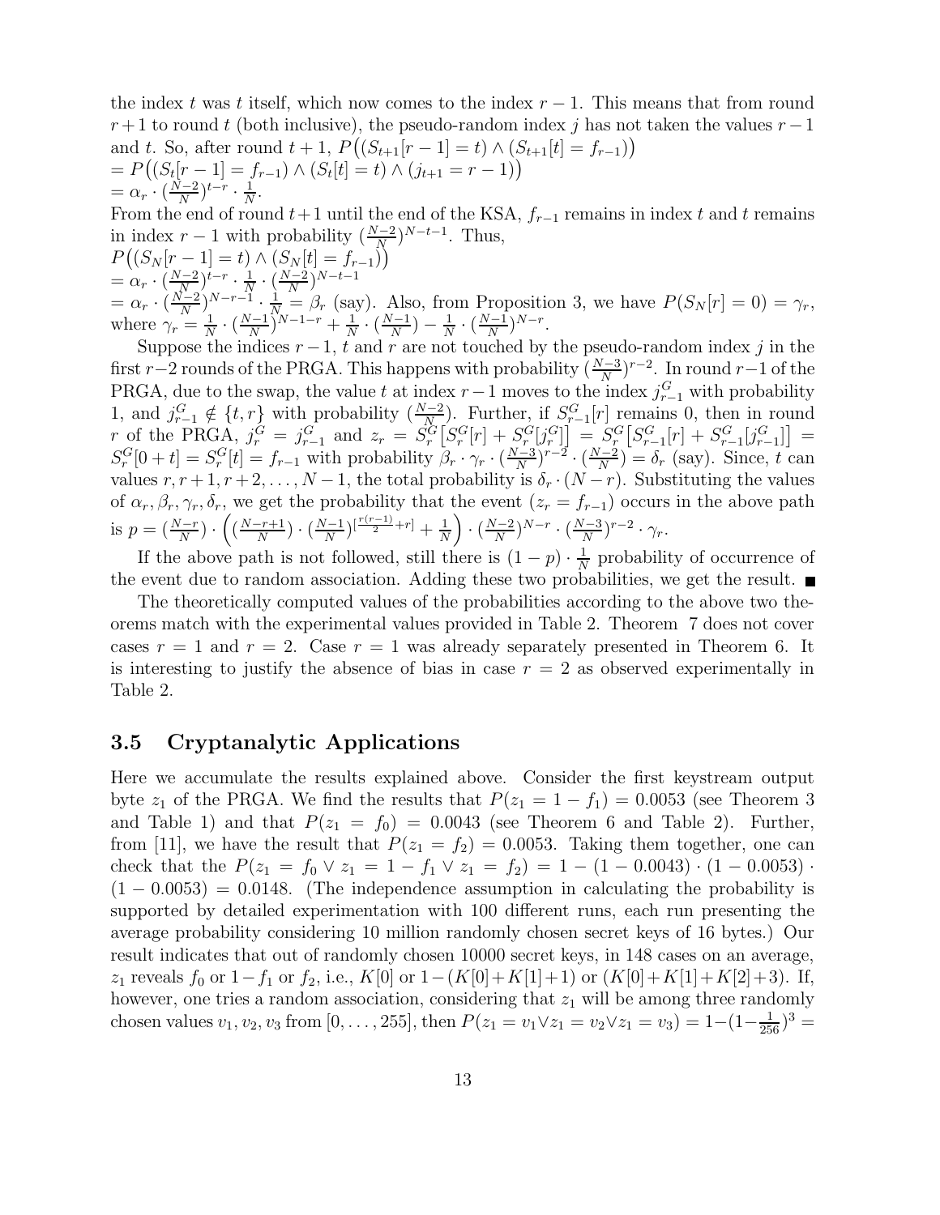the index $t$ was $t$ itself, which now comes to the index $r-1$. This means that from round $r+1$ to round $t$ (both inclusive), the pseudo-random index $j$ has not taken the values $r-1$ and $t$. So, after round $t+1$, $P\big((S_{t+1}[r-1] = t) \wedge (S_{t+1}[t] = f_{r-1})\big)$
$= P\big((S_t[r-1] = f_{r-1}) \wedge (S_t[t] = t) \wedge (j_{t+1} = r-1)\big)$
$= \alpha_r \cdot (\frac{N-2}{N})^{t-r} \cdot \frac{1}{N}$.
From the end of round $t+1$ until the end of the KSA, $f_{r-1}$ remains in index $t$ and $t$ remains in index $r-1$ with probability $(\frac{N-2}{N})^{N-t-1}$. Thus,
$P\big((S_N[r-1] = t) \wedge (S_N[t] = f_{r-1})\big)$
$= \alpha_r \cdot (\frac{N-2}{N})^{t-r} \cdot \frac{1}{N} \cdot (\frac{N-2}{N})^{N-t-1}$
$= \alpha_r \cdot (\frac{N-2}{N})^{N-r-1} \cdot \frac{1}{N} = \beta_r$ (say). Also, from Proposition 3, we have $P(S_N[r] = 0) = \gamma_r$, where $\gamma_r = \frac{1}{N} \cdot (\frac{N-1}{N})^{N-1-r} + \frac{1}{N} \cdot (\frac{N-1}{N}) - \frac{1}{N} \cdot (\frac{N-1}{N})^{N-r}$.

Suppose the indices $r-1$, $t$ and $r$ are not touched by the pseudo-random index $j$ in the first $r-2$ rounds of the PRGA. This happens with probability $(\frac{N-3}{N})^{r-2}$. In round $r-1$ of the PRGA, due to the swap, the value $t$ at index $r-1$ moves to the index $j^G_{r-1}$ with probability 1, and $j^G_{r-1} \notin \{t, r\}$ with probability $(\frac{N-2}{N})$. Further, if $S^G_{r-1}[r]$ remains 0, then in round $r$ of the PRGA, $j^G_r = j^G_{r-1}$ and $z_r = S^G_r\big[S^G_r[r] + S^G_r[j^G_r]\big] = S^G_r\big[S^G_{r-1}[r] + S^G_{r-1}[j^G_{r-1}]\big] = S^G_r[0+t] = S^G_r[t] = f_{r-1}$ with probability $\beta_r \cdot \gamma_r \cdot (\frac{N-3}{N})^{r-2} \cdot (\frac{N-2}{N}) = \delta_r$ (say). Since, $t$ can values $r, r+1, r+2, \ldots, N-1$, the total probability is $\delta_r \cdot (N-r)$. Substituting the values of $\alpha_r, \beta_r, \gamma_r, \delta_r$, we get the probability that the event $(z_r = f_{r-1})$ occurs in the above path is $p = (\frac{N-r}{N}) \cdot \left( (\frac{N-r+1}{N}) \cdot (\frac{N-1}{N})^{[\frac{r(r-1)}{2}+r]} + \frac{1}{N} \right) \cdot (\frac{N-2}{N})^{N-r} \cdot (\frac{N-3}{N})^{r-2} \cdot \gamma_r$.

If the above path is not followed, still there is $(1-p) \cdot \frac{1}{N}$ probability of occurrence of the event due to random association. Adding these two probabilities, we get the result. ■

The theoretically computed values of the probabilities according to the above two theorems match with the experimental values provided in Table 2. Theorem 7 does not cover cases $r = 1$ and $r = 2$. Case $r = 1$ was already separately presented in Theorem 6. It is interesting to justify the absence of bias in case $r = 2$ as observed experimentally in Table 2.

### 3.5 Cryptanalytic Applications

Here we accumulate the results explained above. Consider the first keystream output byte $z_1$ of the PRGA. We find the results that $P(z_1 = 1 - f_1) = 0.0053$ (see Theorem 3 and Table 1) and that $P(z_1 = f_0) = 0.0043$ (see Theorem 6 and Table 2). Further, from [11], we have the result that $P(z_1 = f_2) = 0.0053$. Taking them together, one can check that the $P(z_1 = f_0 \vee z_1 = 1 - f_1 \vee z_1 = f_2) = 1 - (1 - 0.0043) \cdot (1 - 0.0053) \cdot (1 - 0.0053) = 0.0148$. (The independence assumption in calculating the probability is supported by detailed experimentation with 100 different runs, each run presenting the average probability considering 10 million randomly chosen secret keys of 16 bytes.) Our result indicates that out of randomly chosen 10000 secret keys, in 148 cases on an average, $z_1$ reveals $f_0$ or $1 - f_1$ or $f_2$, i.e., $K[0]$ or $1 - (K[0] + K[1] + 1)$ or $(K[0] + K[1] + K[2] + 3)$. If, however, one tries a random association, considering that $z_1$ will be among three randomly chosen values $v_1, v_2, v_3$ from $[0, \ldots, 255]$, then $P(z_1 = v_1 \vee z_1 = v_2 \vee z_1 = v_3) = 1 - (1 - \frac{1}{256})^3 =$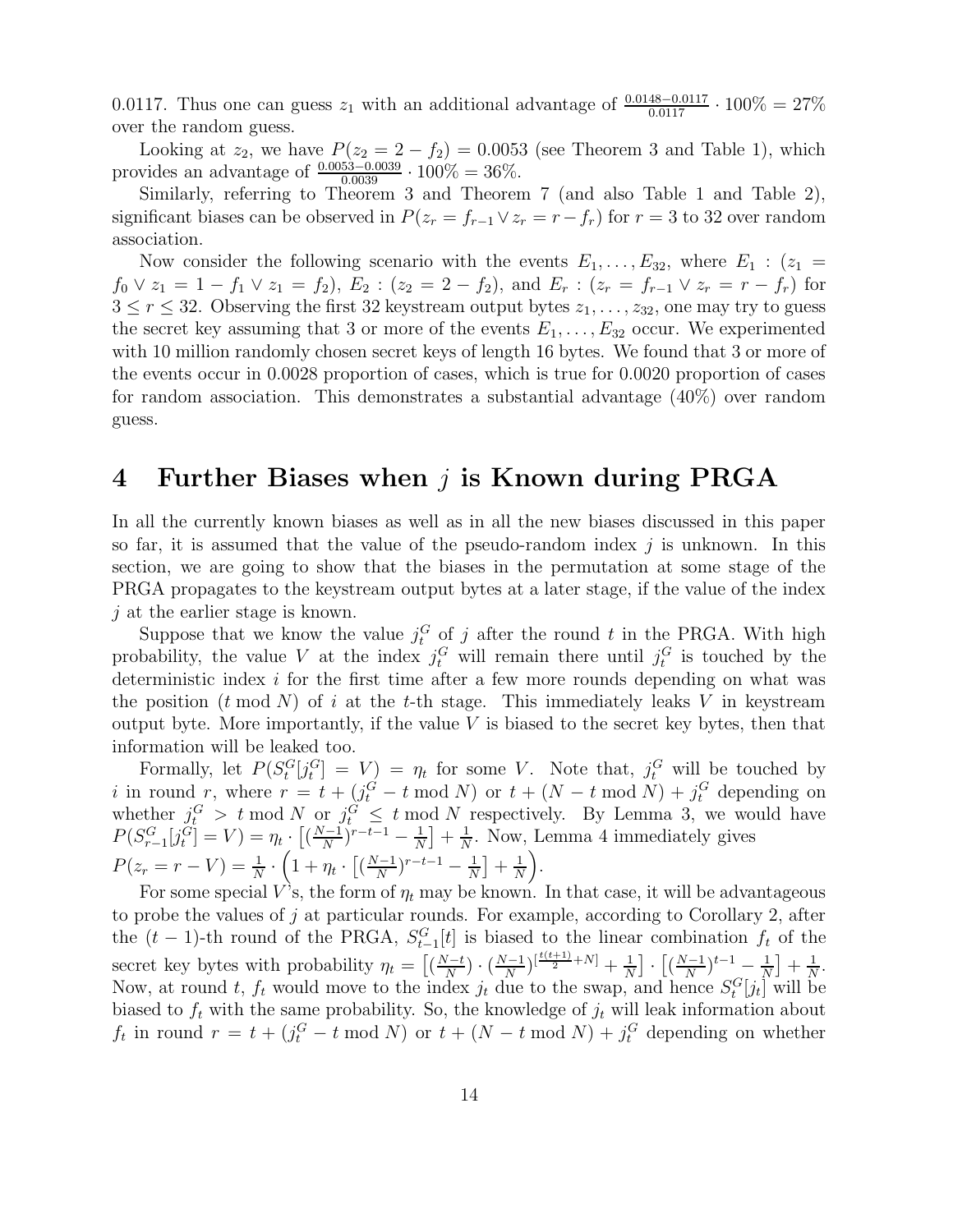0.0117. Thus one can guess $z_1$ with an additional advantage of $\frac{0.0148-0.0117}{0.0117} \cdot 100\% = 27\%$ over the random guess.

Looking at $z_2$, we have $P(z_2 = 2 - f_2) = 0.0053$ (see Theorem 3 and Table 1), which provides an advantage of $\frac{0.0053-0.0039}{0.0039} \cdot 100\% = 36\%$.

Similarly, referring to Theorem 3 and Theorem 7 (and also Table 1 and Table 2), significant biases can be observed in $P(z_r = f_{r-1} \vee z_r = r - f_r)$ for $r = 3$ to 32 over random association.

Now consider the following scenario with the events $E_1, \ldots, E_{32}$, where $E_1 : (z_1 = f_0 \vee z_1 = 1 - f_1 \vee z_1 = f_2)$, $E_2 : (z_2 = 2 - f_2)$, and $E_r : (z_r = f_{r-1} \vee z_r = r - f_r)$ for $3 \leq r \leq 32$. Observing the first 32 keystream output bytes $z_1, \ldots, z_{32}$, one may try to guess the secret key assuming that 3 or more of the events $E_1, \ldots, E_{32}$ occur. We experimented with 10 million randomly chosen secret keys of length 16 bytes. We found that 3 or more of the events occur in 0.0028 proportion of cases, which is true for 0.0020 proportion of cases for random association. This demonstrates a substantial advantage (40%) over random guess.

# 4 Further Biases when $j$ is Known during PRGA

In all the currently known biases as well as in all the new biases discussed in this paper so far, it is assumed that the value of the pseudo-random index $j$ is unknown. In this section, we are going to show that the biases in the permutation at some stage of the PRGA propagates to the keystream output bytes at a later stage, if the value of the index $j$ at the earlier stage is known.

Suppose that we know the value $j_t^G$ of $j$ after the round $t$ in the PRGA. With high probability, the value $V$ at the index $j_t^G$ will remain there until $j_t^G$ is touched by the deterministic index $i$ for the first time after a few more rounds depending on what was the position ($t \bmod N$) of $i$ at the $t$-th stage. This immediately leaks $V$ in keystream output byte. More importantly, if the value $V$ is biased to the secret key bytes, then that information will be leaked too.

Formally, let $P(S_t^G[j_t^G] = V) = \eta_t$ for some $V$. Note that, $j_t^G$ will be touched by $i$ in round $r$, where $r = t + (j_t^G - t \bmod N)$ or $t + (N - t \bmod N) + j_t^G$ depending on whether $j_t^G > t \bmod N$ or $j_t^G \leq t \bmod N$ respectively. By Lemma 3, we would have $P(S_{r-1}^G[j_t^G] = V) = \eta_t \cdot \left[(\frac{N-1}{N})^{r-t-1} - \frac{1}{N}\right] + \frac{1}{N}$. Now, Lemma 4 immediately gives
$P(z_r = r - V) = \frac{1}{N} \cdot \left(1 + \eta_t \cdot \left[(\frac{N-1}{N})^{r-t-1} - \frac{1}{N}\right] + \frac{1}{N}\right)$.

For some special $V$'s, the form of $\eta_t$ may be known. In that case, it will be advantageous to probe the values of $j$ at particular rounds. For example, according to Corollary 2, after the $(t-1)$-th round of the PRGA, $S_{t-1}^G[t]$ is biased to the linear combination $f_t$ of the secret key bytes with probability $\eta_t = \left[(\frac{N-t}{N}) \cdot (\frac{N-1}{N})^{[\frac{t(t+1)}{2}+N]} + \frac{1}{N}\right] \cdot \left[(\frac{N-1}{N})^{t-1} - \frac{1}{N}\right] + \frac{1}{N}$. Now, at round $t$, $f_t$ would move to the index $j_t$ due to the swap, and hence $S_t^G[j_t]$ will be biased to $f_t$ with the same probability. So, the knowledge of $j_t$ will leak information about $f_t$ in round $r = t + (j_t^G - t \bmod N)$ or $t + (N - t \bmod N) + j_t^G$ depending on whether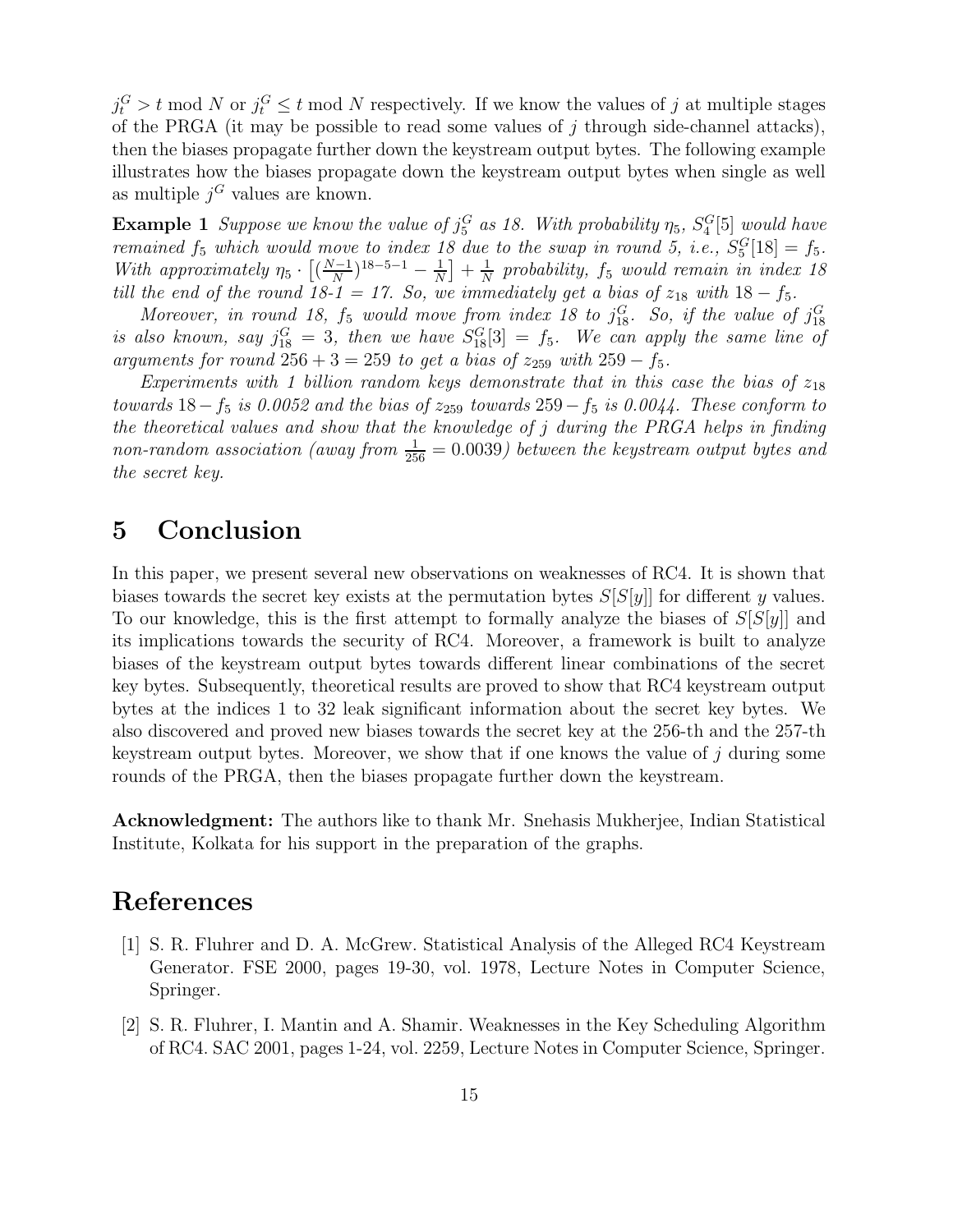$j_t^G > t \bmod N$ or $j_t^G \le t \bmod N$ respectively. If we know the values of $j$ at multiple stages of the PRGA (it may be possible to read some values of $j$ through side-channel attacks), then the biases propagate further down the keystream output bytes. The following example illustrates how the biases propagate down the keystream output bytes when single as well as multiple $j^G$ values are known.

**Example 1** *Suppose we know the value of $j_5^G$ as 18. With probability $\eta_5$, $S_4^G[5]$ would have remained $f_5$ which would move to index 18 due to the swap in round 5, i.e., $S_5^G[18] = f_5$. With approximately $\eta_5 \cdot \left[(\frac{N-1}{N})^{18-5-1} - \frac{1}{N}\right] + \frac{1}{N}$ probability, $f_5$ would remain in index 18 till the end of the round 18-1 = 17. So, we immediately get a bias of $z_{18}$ with $18 - f_5$.*

*Moreover, in round 18, $f_5$ would move from index 18 to $j_{18}^G$. So, if the value of $j_{18}^G$ is also known, say $j_{18}^G = 3$, then we have $S_{18}^G[3] = f_5$. We can apply the same line of arguments for round $256 + 3 = 259$ to get a bias of $z_{259}$ with $259 - f_5$.*

*Experiments with 1 billion random keys demonstrate that in this case the bias of $z_{18}$ towards $18 - f_5$ is 0.0052 and the bias of $z_{259}$ towards $259 - f_5$ is 0.0044. These conform to the theoretical values and show that the knowledge of $j$ during the PRGA helps in finding non-random association (away from $\frac{1}{256} = 0.0039$) between the keystream output bytes and the secret key.*

# 5 Conclusion

In this paper, we present several new observations on weaknesses of RC4. It is shown that biases towards the secret key exists at the permutation bytes $S[S[y]]$ for different $y$ values. To our knowledge, this is the first attempt to formally analyze the biases of $S[S[y]]$ and its implications towards the security of RC4. Moreover, a framework is built to analyze biases of the keystream output bytes towards different linear combinations of the secret key bytes. Subsequently, theoretical results are proved to show that RC4 keystream output bytes at the indices 1 to 32 leak significant information about the secret key bytes. We also discovered and proved new biases towards the secret key at the 256-th and the 257-th keystream output bytes. Moreover, we show that if one knows the value of $j$ during some rounds of the PRGA, then the biases propagate further down the keystream.

**Acknowledgment:** The authors like to thank Mr. Snehasis Mukherjee, Indian Statistical Institute, Kolkata for his support in the preparation of the graphs.

# References

[1] S. R. Fluhrer and D. A. McGrew. Statistical Analysis of the Alleged RC4 Keystream Generator. FSE 2000, pages 19-30, vol. 1978, Lecture Notes in Computer Science, Springer.

[2] S. R. Fluhrer, I. Mantin and A. Shamir. Weaknesses in the Key Scheduling Algorithm of RC4. SAC 2001, pages 1-24, vol. 2259, Lecture Notes in Computer Science, Springer.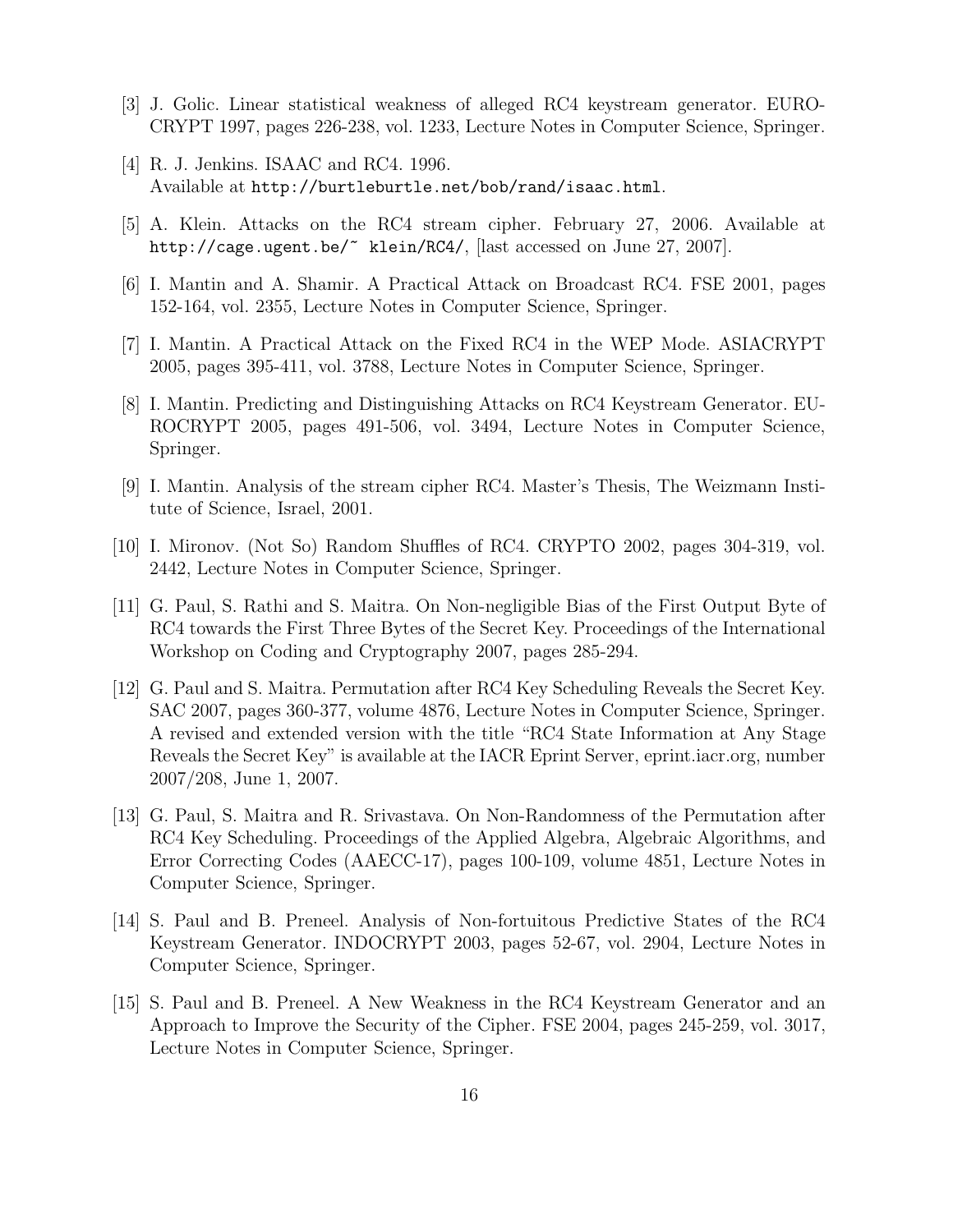[3] J. Golic. Linear statistical weakness of alleged RC4 keystream generator. EUROCRYPT 1997, pages 226-238, vol. 1233, Lecture Notes in Computer Science, Springer.

[4] R. J. Jenkins. ISAAC and RC4. 1996.
Available at `http://burtleburtle.net/bob/rand/isaac.html`.

[5] A. Klein. Attacks on the RC4 stream cipher. February 27, 2006. Available at `http://cage.ugent.be/~ klein/RC4/`, [last accessed on June 27, 2007].

[6] I. Mantin and A. Shamir. A Practical Attack on Broadcast RC4. FSE 2001, pages 152-164, vol. 2355, Lecture Notes in Computer Science, Springer.

[7] I. Mantin. A Practical Attack on the Fixed RC4 in the WEP Mode. ASIACRYPT 2005, pages 395-411, vol. 3788, Lecture Notes in Computer Science, Springer.

[8] I. Mantin. Predicting and Distinguishing Attacks on RC4 Keystream Generator. EUROCRYPT 2005, pages 491-506, vol. 3494, Lecture Notes in Computer Science, Springer.

[9] I. Mantin. Analysis of the stream cipher RC4. Master's Thesis, The Weizmann Institute of Science, Israel, 2001.

[10] I. Mironov. (Not So) Random Shuffles of RC4. CRYPTO 2002, pages 304-319, vol. 2442, Lecture Notes in Computer Science, Springer.

[11] G. Paul, S. Rathi and S. Maitra. On Non-negligible Bias of the First Output Byte of RC4 towards the First Three Bytes of the Secret Key. Proceedings of the International Workshop on Coding and Cryptography 2007, pages 285-294.

[12] G. Paul and S. Maitra. Permutation after RC4 Key Scheduling Reveals the Secret Key. SAC 2007, pages 360-377, volume 4876, Lecture Notes in Computer Science, Springer. A revised and extended version with the title "RC4 State Information at Any Stage Reveals the Secret Key" is available at the IACR Eprint Server, eprint.iacr.org, number 2007/208, June 1, 2007.

[13] G. Paul, S. Maitra and R. Srivastava. On Non-Randomness of the Permutation after RC4 Key Scheduling. Proceedings of the Applied Algebra, Algebraic Algorithms, and Error Correcting Codes (AAECC-17), pages 100-109, volume 4851, Lecture Notes in Computer Science, Springer.

[14] S. Paul and B. Preneel. Analysis of Non-fortuitous Predictive States of the RC4 Keystream Generator. INDOCRYPT 2003, pages 52-67, vol. 2904, Lecture Notes in Computer Science, Springer.

[15] S. Paul and B. Preneel. A New Weakness in the RC4 Keystream Generator and an Approach to Improve the Security of the Cipher. FSE 2004, pages 245-259, vol. 3017, Lecture Notes in Computer Science, Springer.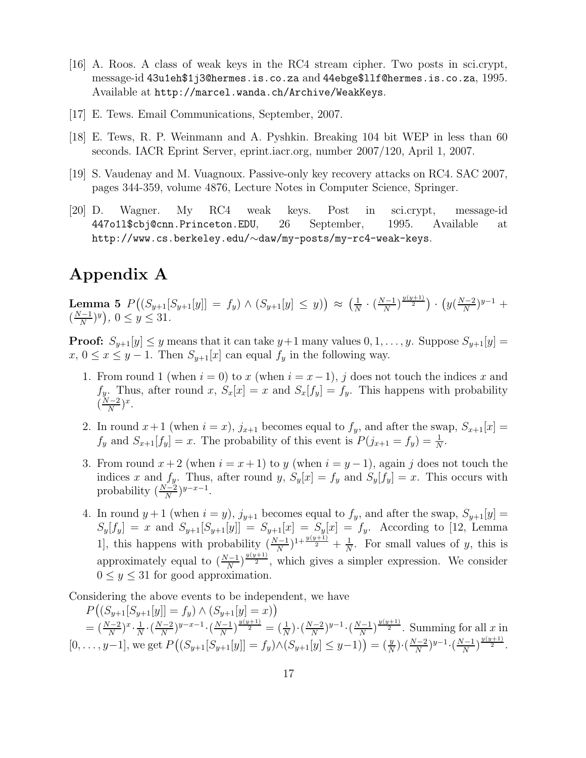[16] A. Roos. A class of weak keys in the RC4 stream cipher. Two posts in sci.crypt, message-id `43u1eh$1j3@hermes.is.co.za` and `44ebge$llf@hermes.is.co.za`, 1995. Available at `http://marcel.wanda.ch/Archive/WeakKeys`.

[17] E. Tews. Email Communications, September, 2007.

[18] E. Tews, R. P. Weinmann and A. Pyshkin. Breaking 104 bit WEP in less than 60 seconds. IACR Eprint Server, eprint.iacr.org, number 2007/120, April 1, 2007.

[19] S. Vaudenay and M. Vuagnoux. Passive-only key recovery attacks on RC4. SAC 2007, pages 344-359, volume 4876, Lecture Notes in Computer Science, Springer.

[20] D. Wagner. My RC4 weak keys. Post in sci.crypt, message-id `447o1l$cbj@cnn.Princeton.EDU`, 26 September, 1995. Available at `http://www.cs.berkeley.edu/~daw/my-posts/my-rc4-weak-keys`.

# Appendix A

**Lemma 5** $P\big((S_{y+1}[S_{y+1}[y]] = f_y) \wedge (S_{y+1}[y] \leq y)\big) \approx \big(\frac{1}{N} \cdot (\frac{N-1}{N})^{\frac{y(y+1)}{2}}\big) \cdot \big(y(\frac{N-2}{N})^{y-1} + (\frac{N-1}{N})^{y}\big)$, $0 \leq y \leq 31$.

**Proof:** $S_{y+1}[y] \leq y$ means that it can take $y+1$ many values $0, 1, \ldots, y$. Suppose $S_{y+1}[y] = x$, $0 \leq x \leq y-1$. Then $S_{y+1}[x]$ can equal $f_y$ in the following way.

1. From round 1 (when $i = 0$) to $x$ (when $i = x-1$), $j$ does not touch the indices $x$ and $f_y$. Thus, after round $x$, $S_x[x] = x$ and $S_x[f_y] = f_y$. This happens with probability $(\frac{N-2}{N})^x$.

2. In round $x+1$ (when $i = x$), $j_{x+1}$ becomes equal to $f_y$, and after the swap, $S_{x+1}[x] = f_y$ and $S_{x+1}[f_y] = x$. The probability of this event is $P(j_{x+1} = f_y) = \frac{1}{N}$.

3. From round $x+2$ (when $i = x+1$) to $y$ (when $i = y-1$), again $j$ does not touch the indices $x$ and $f_y$. Thus, after round $y$, $S_y[x] = f_y$ and $S_y[f_y] = x$. This occurs with probability $(\frac{N-2}{N})^{y-x-1}$.

4. In round $y+1$ (when $i = y$), $j_{y+1}$ becomes equal to $f_y$, and after the swap, $S_{y+1}[y] = S_y[f_y] = x$ and $S_{y+1}[S_{y+1}[y]] = S_{y+1}[x] = S_y[x] = f_y$. According to [12, Lemma 1], this happens with probability $(\frac{N-1}{N})^{1+\frac{y(y+1)}{2}} + \frac{1}{N}$. For small values of $y$, this is approximately equal to $(\frac{N-1}{N})^{\frac{y(y+1)}{2}}$, which gives a simpler expression. We consider $0 \leq y \leq 31$ for good approximation.

Considering the above events to be independent, we have
$P\big((S_{y+1}[S_{y+1}[y]] = f_y) \wedge (S_{y+1}[y] = x)\big)$
$= (\frac{N-2}{N})^x \cdot \frac{1}{N} \cdot (\frac{N-2}{N})^{y-x-1} \cdot (\frac{N-1}{N})^{\frac{y(y+1)}{2}} = (\frac{1}{N}) \cdot (\frac{N-2}{N})^{y-1} \cdot (\frac{N-1}{N})^{\frac{y(y+1)}{2}}$. Summing for all $x$ in $[0, \ldots, y-1]$, we get $P\big((S_{y+1}[S_{y+1}[y]] = f_y) \wedge (S_{y+1}[y] \leq y-1)\big) = (\frac{y}{N}) \cdot (\frac{N-2}{N})^{y-1} \cdot (\frac{N-1}{N})^{\frac{y(y+1)}{2}}$.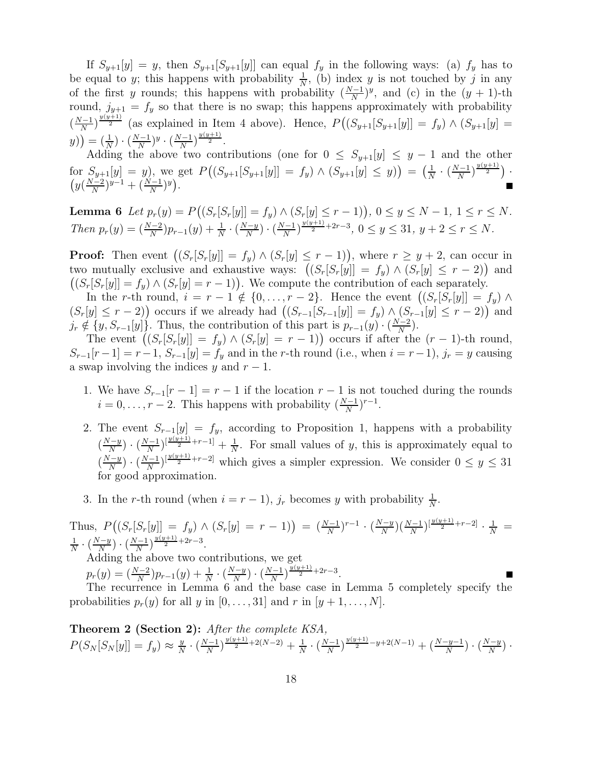If $S_{y+1}[y] = y$, then $S_{y+1}[S_{y+1}[y]]$ can equal $f_y$ in the following ways: (a) $f_y$ has to be equal to $y$; this happens with probability $\frac{1}{N}$, (b) index $y$ is not touched by $j$ in any of the first $y$ rounds; this happens with probability $(\frac{N-1}{N})^y$, and (c) in the $(y+1)$-th round, $j_{y+1} = f_y$ so that there is no swap; this happens approximately with probability $(\frac{N-1}{N})^{\frac{y(y+1)}{2}}$ (as explained in Item 4 above). Hence, $P\big((S_{y+1}[S_{y+1}[y]] = f_y) \wedge (S_{y+1}[y] = y)\big) = (\frac{1}{N}) \cdot (\frac{N-1}{N})^y \cdot (\frac{N-1}{N})^{\frac{y(y+1)}{2}}$.

Adding the above two contributions (one for $0 \leq S_{y+1}[y] \leq y-1$ and the other for $S_{y+1}[y] = y$), we get $P\big((S_{y+1}[S_{y+1}[y]] = f_y) \wedge (S_{y+1}[y] \leq y)\big) = \big(\frac{1}{N} \cdot (\frac{N-1}{N})^{\frac{y(y+1)}{2}}\big) \cdot \big(y(\frac{N-2}{N})^{y-1} + (\frac{N-1}{N})^y\big)$. ■

**Lemma 6** *Let $p_r(y) = P\big((S_r[S_r[y]] = f_y) \wedge (S_r[y] \leq r-1)\big)$, $0 \leq y \leq N-1$, $1 \leq r \leq N$. Then $p_r(y) = (\frac{N-2}{N})p_{r-1}(y) + \frac{1}{N} \cdot (\frac{N-y}{N}) \cdot (\frac{N-1}{N})^{\frac{y(y+1)}{2}+2r-3}$, $0 \leq y \leq 31$, $y+2 \leq r \leq N$.*

**Proof:** Then event $\big((S_r[S_r[y]] = f_y) \wedge (S_r[y] \leq r-1)\big)$, where $r \geq y+2$, can occur in two mutually exclusive and exhaustive ways: $\big((S_r[S_r[y]] = f_y) \wedge (S_r[y] \leq r-2)\big)$ and $\big((S_r[S_r[y]] = f_y) \wedge (S_r[y] = r-1)\big)$. We compute the contribution of each separately.

In the $r$-th round, $i = r-1 \notin \{0, \ldots, r-2\}$. Hence the event $\big((S_r[S_r[y]] = f_y) \wedge (S_r[y] \leq r-2)\big)$ occurs if we already had $\big((S_{r-1}[S_{r-1}[y]] = f_y) \wedge (S_{r-1}[y] \leq r-2)\big)$ and $j_r \notin \{y, S_{r-1}[y]\}$. Thus, the contribution of this part is $p_{r-1}(y) \cdot (\frac{N-2}{N})$.

The event $\big((S_r[S_r[y]] = f_y) \wedge (S_r[y] = r-1)\big)$ occurs if after the $(r-1)$-th round, $S_{r-1}[r-1] = r-1$, $S_{r-1}[y] = f_y$ and in the $r$-th round (i.e., when $i = r-1$), $j_r = y$ causing a swap involving the indices $y$ and $r-1$.

1. We have $S_{r-1}[r-1] = r-1$ if the location $r-1$ is not touched during the rounds $i = 0, \ldots, r-2$. This happens with probability $(\frac{N-1}{N})^{r-1}$.
2. The event $S_{r-1}[y] = f_y$, according to Proposition 1, happens with a probability $(\frac{N-y}{N}) \cdot (\frac{N-1}{N})^{[\frac{y(y+1)}{2}+r-1]} + \frac{1}{N}$. For small values of $y$, this is approximately equal to $(\frac{N-y}{N}) \cdot (\frac{N-1}{N})^{[\frac{y(y+1)}{2}+r-2]}$ which gives a simpler expression. We consider $0 \leq y \leq 31$ for good approximation.
3. In the $r$-th round (when $i = r-1$), $j_r$ becomes $y$ with probability $\frac{1}{N}$.

Thus, $P\big((S_r[S_r[y]] = f_y) \wedge (S_r[y] = r-1)\big) = (\frac{N-1}{N})^{r-1} \cdot (\frac{N-y}{N})(\frac{N-1}{N})^{[\frac{y(y+1)}{2}+r-2]} \cdot \frac{1}{N} = \frac{1}{N} \cdot (\frac{N-y}{N}) \cdot (\frac{N-1}{N})^{\frac{y(y+1)}{2}+2r-3}$.

Adding the above two contributions, we get

$p_r(y) = (\frac{N-2}{N})p_{r-1}(y) + \frac{1}{N} \cdot (\frac{N-y}{N}) \cdot (\frac{N-1}{N})^{\frac{y(y+1)}{2}+2r-3}$. ■

The recurrence in Lemma 6 and the base case in Lemma 5 completely specify the probabilities $p_r(y)$ for all $y$ in $[0, \ldots, 31]$ and $r$ in $[y+1, \ldots, N]$.

**Theorem 2 (Section 2):** *After the complete KSA,*
$P(S_N[S_N[y]] = f_y) \approx \frac{y}{N} \cdot (\frac{N-1}{N})^{\frac{y(y+1)}{2}+2(N-2)} + \frac{1}{N} \cdot (\frac{N-1}{N})^{\frac{y(y+1)}{2}-y+2(N-1)} + (\frac{N-y-1}{N}) \cdot (\frac{N-y}{N}) \cdot$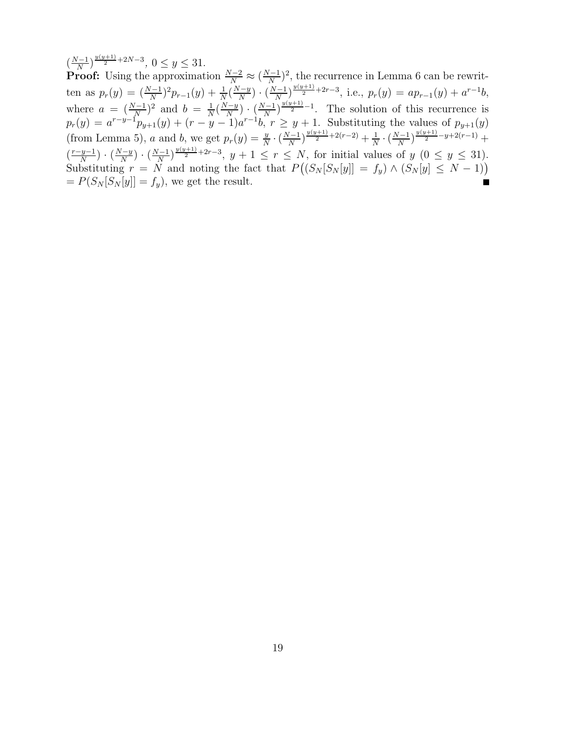$(\frac{N-1}{N})^{\frac{y(y+1)}{2}+2N-3}$, $0 \leq y \leq 31$.

**Proof:** Using the approximation $\frac{N-2}{N} \approx (\frac{N-1}{N})^2$, the recurrence in Lemma 6 can be rewritten as $p_r(y) = (\frac{N-1}{N})^2 p_{r-1}(y) + \frac{1}{N}(\frac{N-y}{N}) \cdot (\frac{N-1}{N})^{\frac{y(y+1)}{2}+2r-3}$, i.e., $p_r(y) = ap_{r-1}(y) + a^{r-1}b$, where $a = (\frac{N-1}{N})^2$ and $b = \frac{1}{N}(\frac{N-y}{N}) \cdot (\frac{N-1}{N})^{\frac{y(y+1)}{2}-1}$. The solution of this recurrence is $p_r(y) = a^{r-y-1}p_{y+1}(y) + (r-y-1)a^{r-1}b$, $r \geq y+1$. Substituting the values of $p_{y+1}(y)$ (from Lemma 5), $a$ and $b$, we get $p_r(y) = \frac{y}{N} \cdot (\frac{N-1}{N})^{\frac{y(y+1)}{2}+2(r-2)} + \frac{1}{N} \cdot (\frac{N-1}{N})^{\frac{y(y+1)}{2}-y+2(r-1)} + (\frac{r-y-1}{N}) \cdot (\frac{N-y}{N}) \cdot (\frac{N-1}{N})^{\frac{y(y+1)}{2}+2r-3}$, $y+1 \leq r \leq N$, for initial values of $y$ ($0 \leq y \leq 31$). Substituting $r = N$ and noting the fact that $P\big((S_N[S_N[y]] = f_y) \wedge (S_N[y] \leq N-1)\big) = P(S_N[S_N[y]] = f_y)$, we get the result. ■